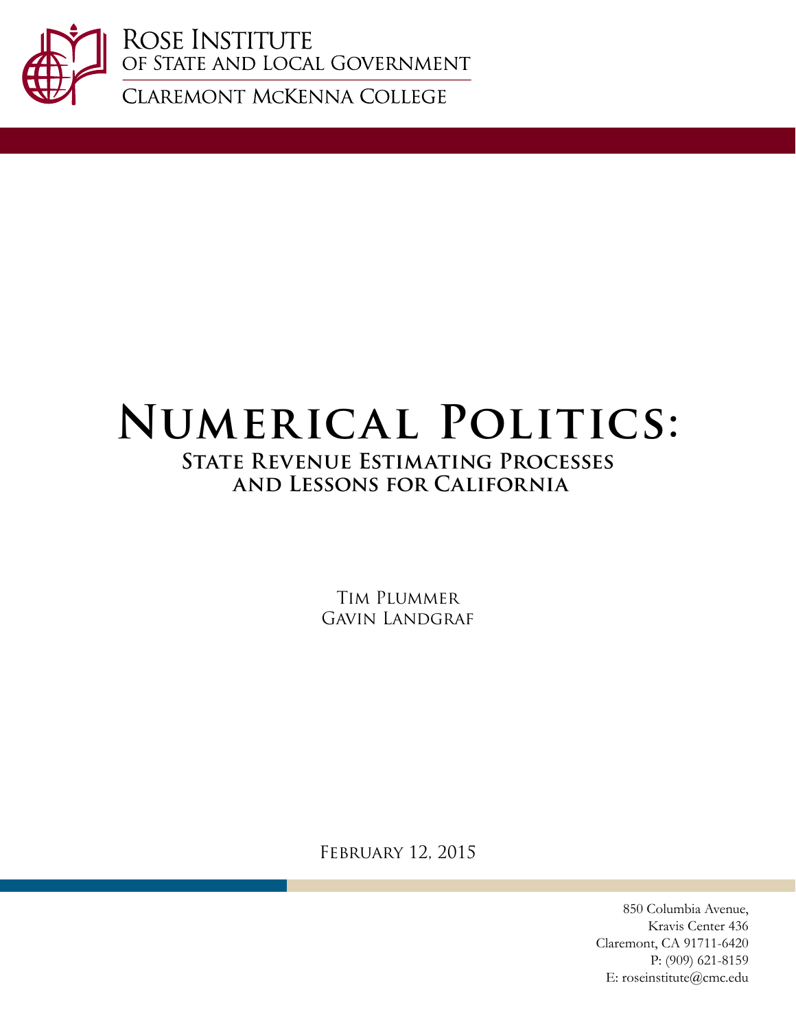Rose Institute
of State and Local Government

Claremont McKenna College

# Numerical Politics:

## State Revenue Estimating Processes and Lessons for California

Tim Plummer
Gavin Landgraf

February 12, 2015

850 Columbia Avenue,
Kravis Center 436
Claremont, CA 91711-6420
P: (909) 621-8159
E: roseinstitute@cmc.edu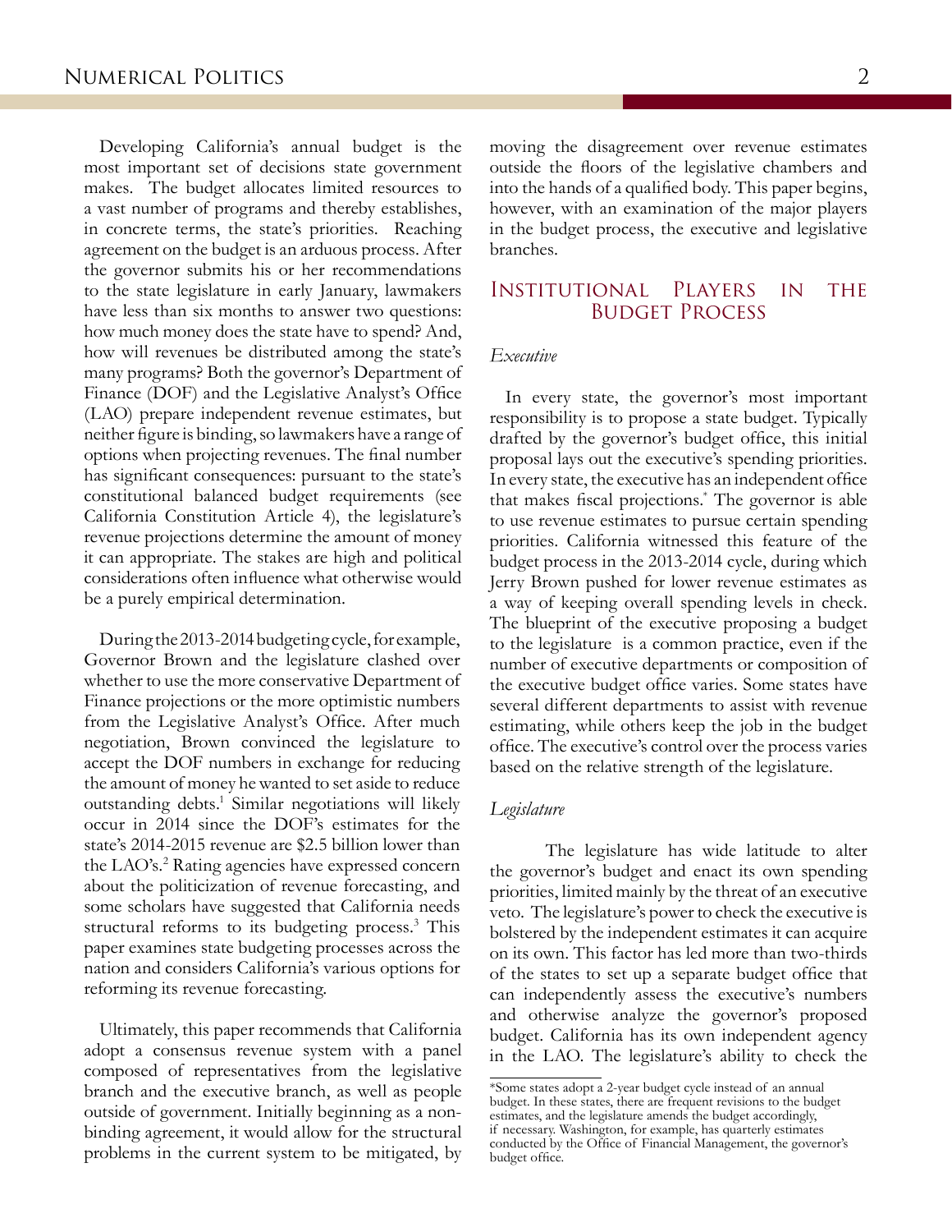Developing California's annual budget is the most important set of decisions state government makes. The budget allocates limited resources to a vast number of programs and thereby establishes, in concrete terms, the state's priorities. Reaching agreement on the budget is an arduous process. After the governor submits his or her recommendations to the state legislature in early January, lawmakers have less than six months to answer two questions: how much money does the state have to spend? And, how will revenues be distributed among the state's many programs? Both the governor's Department of Finance (DOF) and the Legislative Analyst's Office (LAO) prepare independent revenue estimates, but neither figure is binding, so lawmakers have a range of options when projecting revenues. The final number has significant consequences: pursuant to the state's constitutional balanced budget requirements (see California Constitution Article 4), the legislature's revenue projections determine the amount of money it can appropriate. The stakes are high and political considerations often influence what otherwise would be a purely empirical determination.

During the 2013-2014 budgeting cycle, for example, Governor Brown and the legislature clashed over whether to use the more conservative Department of Finance projections or the more optimistic numbers from the Legislative Analyst's Office. After much negotiation, Brown convinced the legislature to accept the DOF numbers in exchange for reducing the amount of money he wanted to set aside to reduce outstanding debts.[1] Similar negotiations will likely occur in 2014 since the DOF's estimates for the state's 2014-2015 revenue are $2.5 billion lower than the LAO's.[2] Rating agencies have expressed concern about the politicization of revenue forecasting, and some scholars have suggested that California needs structural reforms to its budgeting process.[3] This paper examines state budgeting processes across the nation and considers California's various options for reforming its revenue forecasting.

Ultimately, this paper recommends that California adopt a consensus revenue system with a panel composed of representatives from the legislative branch and the executive branch, as well as people outside of government. Initially beginning as a non-binding agreement, it would allow for the structural problems in the current system to be mitigated, by moving the disagreement over revenue estimates outside the floors of the legislative chambers and into the hands of a qualified body. This paper begins, however, with an examination of the major players in the budget process, the executive and legislative branches.

## Institutional Players in the Budget Process

### *Executive*

In every state, the governor's most important responsibility is to propose a state budget. Typically drafted by the governor's budget office, this initial proposal lays out the executive's spending priorities. In every state, the executive has an independent office that makes fiscal projections.* The governor is able to use revenue estimates to pursue certain spending priorities. California witnessed this feature of the budget process in the 2013-2014 cycle, during which Jerry Brown pushed for lower revenue estimates as a way of keeping overall spending levels in check. The blueprint of the executive proposing a budget to the legislature is a common practice, even if the number of executive departments or composition of the executive budget office varies. Some states have several different departments to assist with revenue estimating, while others keep the job in the budget office. The executive's control over the process varies based on the relative strength of the legislature.

### *Legislature*

The legislature has wide latitude to alter the governor's budget and enact its own spending priorities, limited mainly by the threat of an executive veto. The legislature's power to check the executive is bolstered by the independent estimates it can acquire on its own. This factor has led more than two-thirds of the states to set up a separate budget office that can independently assess the executive's numbers and otherwise analyze the governor's proposed budget. California has its own independent agency in the LAO. The legislature's ability to check the

---

*Some states adopt a 2-year budget cycle instead of an annual budget. In these states, there are frequent revisions to the budget estimates, and the legislature amends the budget accordingly, if necessary. Washington, for example, has quarterly estimates conducted by the Office of Financial Management, the governor's budget office.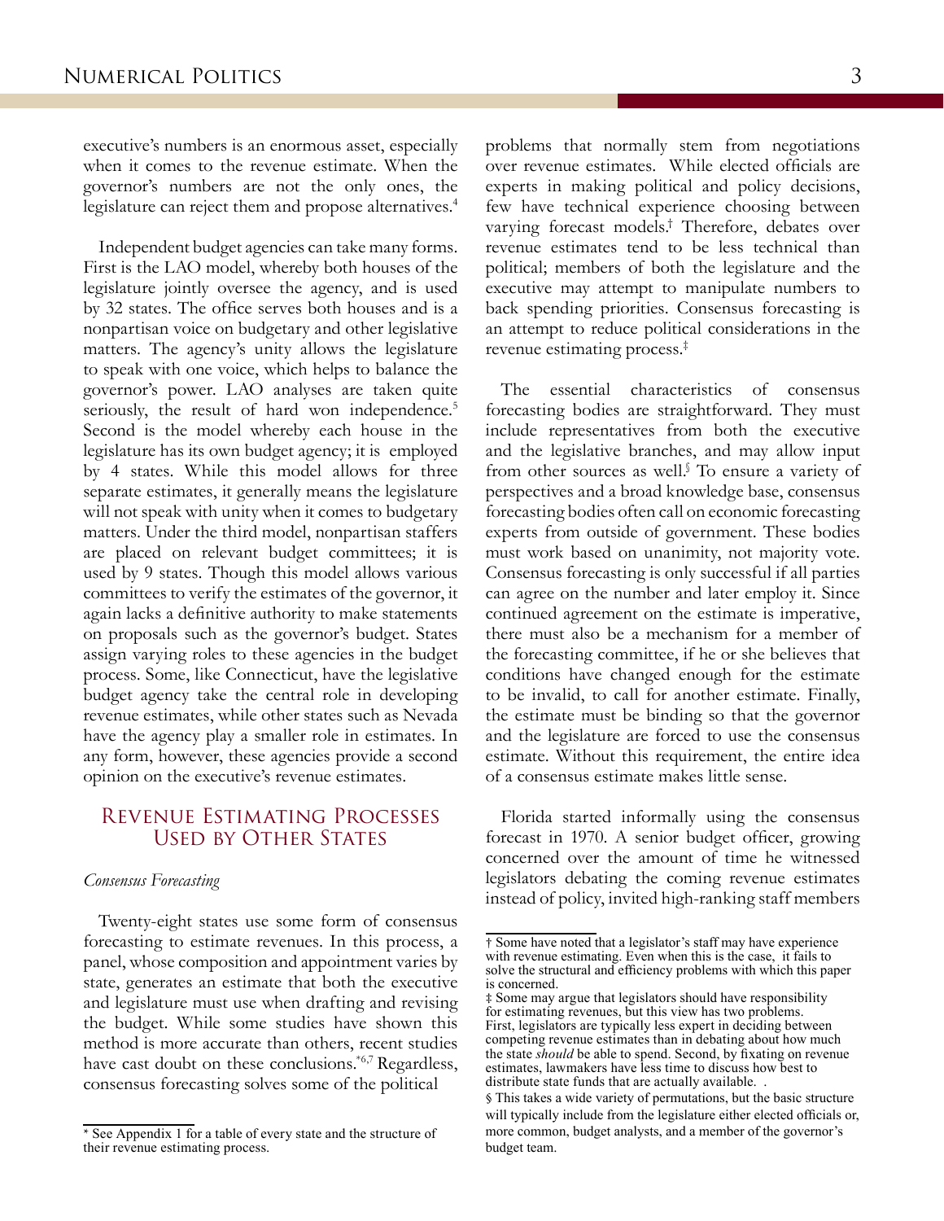executive's numbers is an enormous asset, especially when it comes to the revenue estimate. When the governor's numbers are not the only ones, the legislature can reject them and propose alternatives.[4]

Independent budget agencies can take many forms. First is the LAO model, whereby both houses of the legislature jointly oversee the agency, and is used by 32 states. The office serves both houses and is a nonpartisan voice on budgetary and other legislative matters. The agency's unity allows the legislature to speak with one voice, which helps to balance the governor's power. LAO analyses are taken quite seriously, the result of hard won independence.[5] Second is the model whereby each house in the legislature has its own budget agency; it is employed by 4 states. While this model allows for three separate estimates, it generally means the legislature will not speak with unity when it comes to budgetary matters. Under the third model, nonpartisan staffers are placed on relevant budget committees; it is used by 9 states. Though this model allows various committees to verify the estimates of the governor, it again lacks a definitive authority to make statements on proposals such as the governor's budget. States assign varying roles to these agencies in the budget process. Some, like Connecticut, have the legislative budget agency take the central role in developing revenue estimates, while other states such as Nevada have the agency play a smaller role in estimates. In any form, however, these agencies provide a second opinion on the executive's revenue estimates.

## Revenue Estimating Processes Used by Other States

### *Consensus Forecasting*

Twenty-eight states use some form of consensus forecasting to estimate revenues. In this process, a panel, whose composition and appointment varies by state, generates an estimate that both the executive and legislature must use when drafting and revising the budget. While some studies have shown this method is more accurate than others, recent studies have cast doubt on these conclusions.[*6,7] Regardless, consensus forecasting solves some of the political problems that normally stem from negotiations over revenue estimates. While elected officials are experts in making political and policy decisions, few have technical experience choosing between varying forecast models.[†] Therefore, debates over revenue estimates tend to be less technical than political; members of both the legislature and the executive may attempt to manipulate numbers to back spending priorities. Consensus forecasting is an attempt to reduce political considerations in the revenue estimating process.[‡]

The essential characteristics of consensus forecasting bodies are straightforward. They must include representatives from both the executive and the legislative branches, and may allow input from other sources as well.[§] To ensure a variety of perspectives and a broad knowledge base, consensus forecasting bodies often call on economic forecasting experts from outside of government. These bodies must work based on unanimity, not majority vote. Consensus forecasting is only successful if all parties can agree on the number and later employ it. Since continued agreement on the estimate is imperative, there must also be a mechanism for a member of the forecasting committee, if he or she believes that conditions have changed enough for the estimate to be invalid, to call for another estimate. Finally, the estimate must be binding so that the governor and the legislature are forced to use the consensus estimate. Without this requirement, the entire idea of a consensus estimate makes little sense.

Florida started informally using the consensus forecast in 1970. A senior budget officer, growing concerned over the amount of time he witnessed legislators debating the coming revenue estimates instead of policy, invited high-ranking staff members

---

\* See Appendix 1 for a table of every state and the structure of their revenue estimating process.

† Some have noted that a legislator's staff may have experience with revenue estimating. Even when this is the case, it fails to solve the structural and efficiency problems with which this paper is concerned.

‡ Some may argue that legislators should have responsibility for estimating revenues, but this view has two problems. First, legislators are typically less expert in deciding between competing revenue estimates than in debating about how much the state *should* be able to spend. Second, by fixating on revenue estimates, lawmakers have less time to discuss how best to distribute state funds that are actually available.

§ This takes a wide variety of permutations, but the basic structure will typically include from the legislature either elected officials or, more common, budget analysts, and a member of the governor's budget team.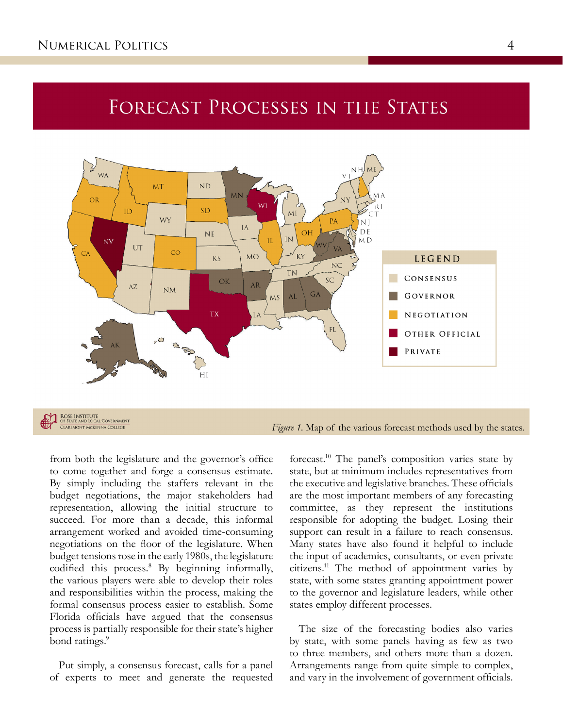# Forecast Processes in the States

LEGEND

- Consensus
- Governor
- Negotiation
- Other Official
- Private

Rose Institute of State and Local Government, Claremont McKenna College

*Figure 1.* Map of the various forecast methods used by the states.

from both the legislature and the governor's office to come together and forge a consensus estimate. By simply including the staffers relevant in the budget negotiations, the major stakeholders had representation, allowing the initial structure to succeed. For more than a decade, this informal arrangement worked and avoided time-consuming negotiations on the floor of the legislature. When budget tensions rose in the early 1980s, the legislature codified this process.[8] By beginning informally, the various players were able to develop their roles and responsibilities within the process, making the formal consensus process easier to establish. Some Florida officials have argued that the consensus process is partially responsible for their state's higher bond ratings.[9]

Put simply, a consensus forecast, calls for a panel of experts to meet and generate the requested forecast.[10] The panel's composition varies state by state, but at minimum includes representatives from the executive and legislative branches. These officials are the most important members of any forecasting committee, as they represent the institutions responsible for adopting the budget. Losing their support can result in a failure to reach consensus. Many states have also found it helpful to include the input of academics, consultants, or even private citizens.[11] The method of appointment varies by state, with some states granting appointment power to the governor and legislature leaders, while other states employ different processes.

The size of the forecasting bodies also varies by state, with some panels having as few as two to three members, and others more than a dozen. Arrangements range from quite simple to complex, and vary in the involvement of government officials.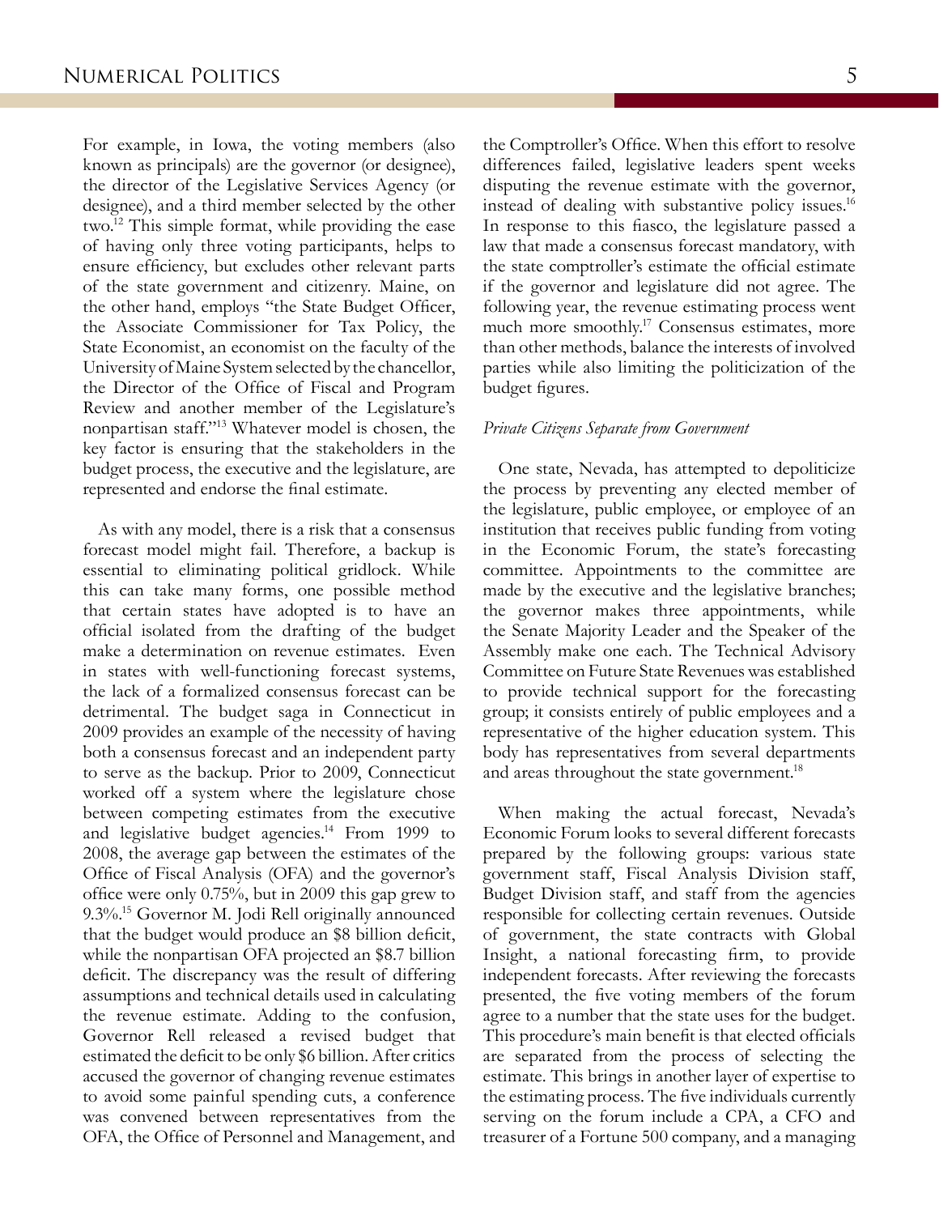For example, in Iowa, the voting members (also known as principals) are the governor (or designee), the director of the Legislative Services Agency (or designee), and a third member selected by the other two.[12] This simple format, while providing the ease of having only three voting participants, helps to ensure efficiency, but excludes other relevant parts of the state government and citizenry. Maine, on the other hand, employs "the State Budget Officer, the Associate Commissioner for Tax Policy, the State Economist, an economist on the faculty of the University of Maine System selected by the chancellor, the Director of the Office of Fiscal and Program Review and another member of the Legislature's nonpartisan staff."[13] Whatever model is chosen, the key factor is ensuring that the stakeholders in the budget process, the executive and the legislature, are represented and endorse the final estimate.

As with any model, there is a risk that a consensus forecast model might fail. Therefore, a backup is essential to eliminating political gridlock. While this can take many forms, one possible method that certain states have adopted is to have an official isolated from the drafting of the budget make a determination on revenue estimates. Even in states with well-functioning forecast systems, the lack of a formalized consensus forecast can be detrimental. The budget saga in Connecticut in 2009 provides an example of the necessity of having both a consensus forecast and an independent party to serve as the backup. Prior to 2009, Connecticut worked off a system where the legislature chose between competing estimates from the executive and legislative budget agencies.[14] From 1999 to 2008, the average gap between the estimates of the Office of Fiscal Analysis (OFA) and the governor's office were only 0.75%, but in 2009 this gap grew to 9.3%.[15] Governor M. Jodi Rell originally announced that the budget would produce an $8 billion deficit, while the nonpartisan OFA projected an $8.7 billion deficit. The discrepancy was the result of differing assumptions and technical details used in calculating the revenue estimate. Adding to the confusion, Governor Rell released a revised budget that estimated the deficit to be only $6 billion. After critics accused the governor of changing revenue estimates to avoid some painful spending cuts, a conference was convened between representatives from the OFA, the Office of Personnel and Management, and the Comptroller's Office. When this effort to resolve differences failed, legislative leaders spent weeks disputing the revenue estimate with the governor, instead of dealing with substantive policy issues.[16] In response to this fiasco, the legislature passed a law that made a consensus forecast mandatory, with the state comptroller's estimate the official estimate if the governor and legislature did not agree. The following year, the revenue estimating process went much more smoothly.[17] Consensus estimates, more than other methods, balance the interests of involved parties while also limiting the politicization of the budget figures.

*Private Citizens Separate from Government*

One state, Nevada, has attempted to depoliticize the process by preventing any elected member of the legislature, public employee, or employee of an institution that receives public funding from voting in the Economic Forum, the state's forecasting committee. Appointments to the committee are made by the executive and the legislative branches; the governor makes three appointments, while the Senate Majority Leader and the Speaker of the Assembly make one each. The Technical Advisory Committee on Future State Revenues was established to provide technical support for the forecasting group; it consists entirely of public employees and a representative of the higher education system. This body has representatives from several departments and areas throughout the state government.[18]

When making the actual forecast, Nevada's Economic Forum looks to several different forecasts prepared by the following groups: various state government staff, Fiscal Analysis Division staff, Budget Division staff, and staff from the agencies responsible for collecting certain revenues. Outside of government, the state contracts with Global Insight, a national forecasting firm, to provide independent forecasts. After reviewing the forecasts presented, the five voting members of the forum agree to a number that the state uses for the budget. This procedure's main benefit is that elected officials are separated from the process of selecting the estimate. This brings in another layer of expertise to the estimating process. The five individuals currently serving on the forum include a CPA, a CFO and treasurer of a Fortune 500 company, and a managing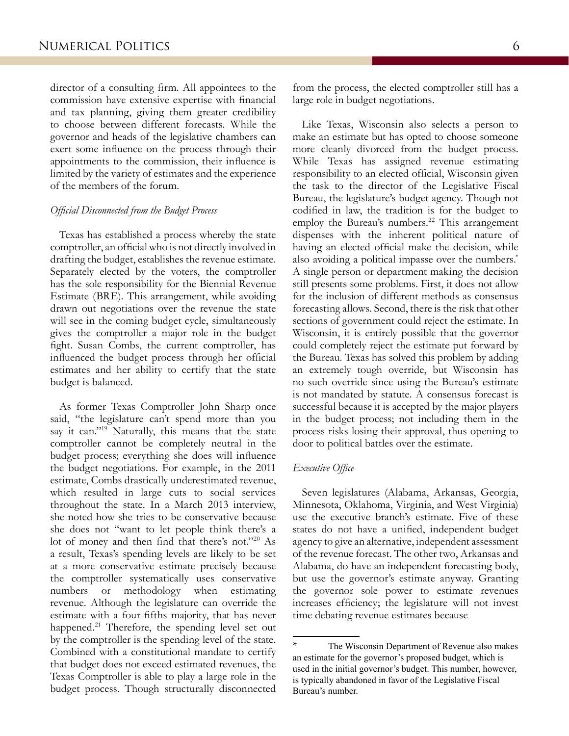director of a consulting firm. All appointees to the commission have extensive expertise with financial and tax planning, giving them greater credibility to choose between different forecasts. While the governor and heads of the legislative chambers can exert some influence on the process through their appointments to the commission, their influence is limited by the variety of estimates and the experience of the members of the forum.

### *Official Disconnected from the Budget Process*

Texas has established a process whereby the state comptroller, an official who is not directly involved in drafting the budget, establishes the revenue estimate. Separately elected by the voters, the comptroller has the sole responsibility for the Biennial Revenue Estimate (BRE). This arrangement, while avoiding drawn out negotiations over the revenue the state will see in the coming budget cycle, simultaneously gives the comptroller a major role in the budget fight. Susan Combs, the current comptroller, has influenced the budget process through her official estimates and her ability to certify that the state budget is balanced.

As former Texas Comptroller John Sharp once said, "the legislature can't spend more than you say it can."[19] Naturally, this means that the state comptroller cannot be completely neutral in the budget process; everything she does will influence the budget negotiations. For example, in the 2011 estimate, Combs drastically underestimated revenue, which resulted in large cuts to social services throughout the state. In a March 2013 interview, she noted how she tries to be conservative because she does not "want to let people think there's a lot of money and then find that there's not."[20] As a result, Texas's spending levels are likely to be set at a more conservative estimate precisely because the comptroller systematically uses conservative numbers or methodology when estimating revenue. Although the legislature can override the estimate with a four-fifths majority, that has never happened.[21] Therefore, the spending level set out by the comptroller is the spending level of the state. Combined with a constitutional mandate to certify that budget does not exceed estimated revenues, the Texas Comptroller is able to play a large role in the budget process. Though structurally disconnected from the process, the elected comptroller still has a large role in budget negotiations.

Like Texas, Wisconsin also selects a person to make an estimate but has opted to choose someone more cleanly divorced from the budget process. While Texas has assigned revenue estimating responsibility to an elected official, Wisconsin given the task to the director of the Legislative Fiscal Bureau, the legislature's budget agency. Though not codified in law, the tradition is for the budget to employ the Bureau's numbers.[22] This arrangement dispenses with the inherent political nature of having an elected official make the decision, while also avoiding a political impasse over the numbers.* A single person or department making the decision still presents some problems. First, it does not allow for the inclusion of different methods as consensus forecasting allows. Second, there is the risk that other sections of government could reject the estimate. In Wisconsin, it is entirely possible that the governor could completely reject the estimate put forward by the Bureau. Texas has solved this problem by adding an extremely tough override, but Wisconsin has no such override since using the Bureau's estimate is not mandated by statute. A consensus forecast is successful because it is accepted by the major players in the budget process; not including them in the process risks losing their approval, thus opening to door to political battles over the estimate.

### *Executive Office*

Seven legislatures (Alabama, Arkansas, Georgia, Minnesota, Oklahoma, Virginia, and West Virginia) use the executive branch's estimate. Five of these states do not have a unified, independent budget agency to give an alternative, independent assessment of the revenue forecast. The other two, Arkansas and Alabama, do have an independent forecasting body, but use the governor's estimate anyway. Granting the governor sole power to estimate revenues increases efficiency; the legislature will not invest time debating revenue estimates because

---

* The Wisconsin Department of Revenue also makes an estimate for the governor's proposed budget, which is used in the initial governor's budget. This number, however, is typically abandoned in favor of the Legislative Fiscal Bureau's number.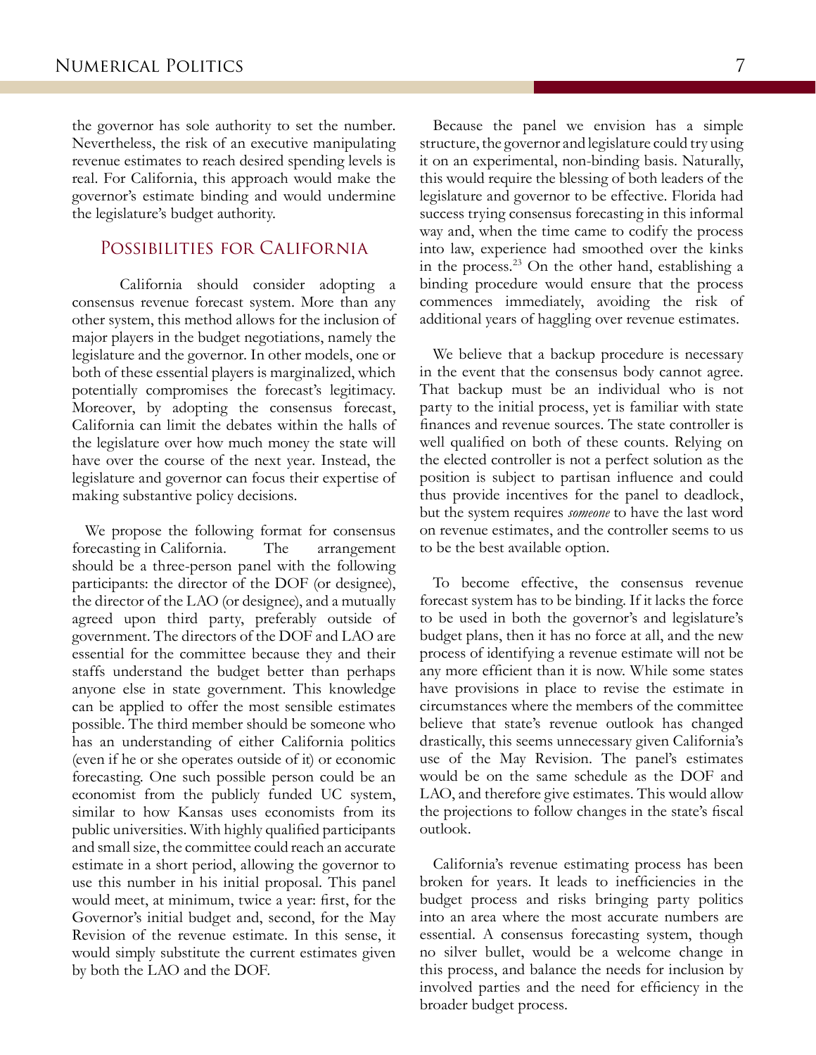the governor has sole authority to set the number. Nevertheless, the risk of an executive manipulating revenue estimates to reach desired spending levels is real. For California, this approach would make the governor's estimate binding and would undermine the legislature's budget authority.

## Possibilities for California

California should consider adopting a consensus revenue forecast system. More than any other system, this method allows for the inclusion of major players in the budget negotiations, namely the legislature and the governor. In other models, one or both of these essential players is marginalized, which potentially compromises the forecast's legitimacy. Moreover, by adopting the consensus forecast, California can limit the debates within the halls of the legislature over how much money the state will have over the course of the next year. Instead, the legislature and governor can focus their expertise of making substantive policy decisions.

We propose the following format for consensus forecasting in California. The arrangement should be a three-person panel with the following participants: the director of the DOF (or designee), the director of the LAO (or designee), and a mutually agreed upon third party, preferably outside of government. The directors of the DOF and LAO are essential for the committee because they and their staffs understand the budget better than perhaps anyone else in state government. This knowledge can be applied to offer the most sensible estimates possible. The third member should be someone who has an understanding of either California politics (even if he or she operates outside of it) or economic forecasting. One such possible person could be an economist from the publicly funded UC system, similar to how Kansas uses economists from its public universities. With highly qualified participants and small size, the committee could reach an accurate estimate in a short period, allowing the governor to use this number in his initial proposal. This panel would meet, at minimum, twice a year: first, for the Governor's initial budget and, second, for the May Revision of the revenue estimate. In this sense, it would simply substitute the current estimates given by both the LAO and the DOF.

Because the panel we envision has a simple structure, the governor and legislature could try using it on an experimental, non-binding basis. Naturally, this would require the blessing of both leaders of the legislature and governor to be effective. Florida had success trying consensus forecasting in this informal way and, when the time came to codify the process into law, experience had smoothed over the kinks in the process.[23] On the other hand, establishing a binding procedure would ensure that the process commences immediately, avoiding the risk of additional years of haggling over revenue estimates.

We believe that a backup procedure is necessary in the event that the consensus body cannot agree. That backup must be an individual who is not party to the initial process, yet is familiar with state finances and revenue sources. The state controller is well qualified on both of these counts. Relying on the elected controller is not a perfect solution as the position is subject to partisan influence and could thus provide incentives for the panel to deadlock, but the system requires *someone* to have the last word on revenue estimates, and the controller seems to us to be the best available option.

To become effective, the consensus revenue forecast system has to be binding. If it lacks the force to be used in both the governor's and legislature's budget plans, then it has no force at all, and the new process of identifying a revenue estimate will not be any more efficient than it is now. While some states have provisions in place to revise the estimate in circumstances where the members of the committee believe that state's revenue outlook has changed drastically, this seems unnecessary given California's use of the May Revision. The panel's estimates would be on the same schedule as the DOF and LAO, and therefore give estimates. This would allow the projections to follow changes in the state's fiscal outlook.

California's revenue estimating process has been broken for years. It leads to inefficiencies in the budget process and risks bringing party politics into an area where the most accurate numbers are essential. A consensus forecasting system, though no silver bullet, would be a welcome change in this process, and balance the needs for inclusion by involved parties and the need for efficiency in the broader budget process.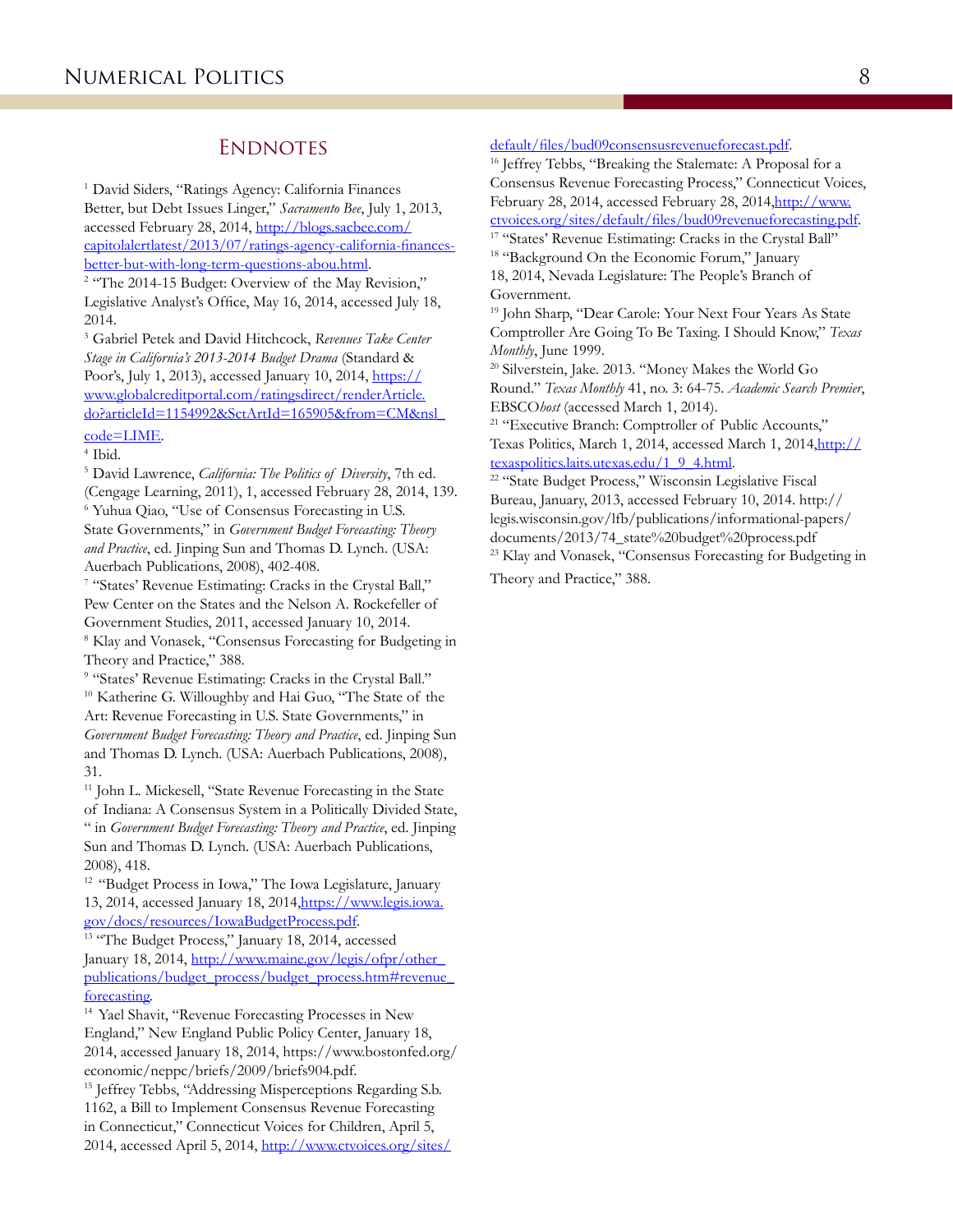## Endnotes

[1] David Siders, "Ratings Agency: California Finances Better, but Debt Issues Linger," *Sacramento Bee*, July 1, 2013, accessed February 28, 2014, http://blogs.sacbee.com/capitolalertlatest/2013/07/ratings-agency-california-finances-better-but-with-long-term-questions-abou.html.

[2] "The 2014-15 Budget: Overview of the May Revision," Legislative Analyst's Office, May 16, 2014, accessed July 18, 2014.

[3] Gabriel Petek and David Hitchcock, *Revenues Take Center Stage in California's 2013-2014 Budget Drama* (Standard & Poor's, July 1, 2013), accessed January 10, 2014, https://www.globalcreditportal.com/ratingsdirect/renderArticle.do?articleId=1154992&SctArtId=165905&from=CM&nsl_code=LIME.

[4] Ibid.

[5] David Lawrence, *California: The Politics of Diversity*, 7th ed. (Cengage Learning, 2011), 1, accessed February 28, 2014, 139.

[6] Yuhua Qiao, "Use of Consensus Forecasting in U.S. State Governments," in *Government Budget Forecasting: Theory and Practice*, ed. Jinping Sun and Thomas D. Lynch. (USA: Auerbach Publications, 2008), 402-408.

[7] "States' Revenue Estimating: Cracks in the Crystal Ball," Pew Center on the States and the Nelson A. Rockefeller of Government Studies, 2011, accessed January 10, 2014.

[8] Klay and Vonasek, "Consensus Forecasting for Budgeting in Theory and Practice," 388.

[9] "States' Revenue Estimating: Cracks in the Crystal Ball."

[10] Katherine G. Willoughby and Hai Guo, "The State of the Art: Revenue Forecasting in U.S. State Governments," in *Government Budget Forecasting: Theory and Practice*, ed. Jinping Sun and Thomas D. Lynch. (USA: Auerbach Publications, 2008), 31.

[11] John L. Mickesell, "State Revenue Forecasting in the State of Indiana: A Consensus System in a Politically Divided State, " in *Government Budget Forecasting: Theory and Practice*, ed. Jinping Sun and Thomas D. Lynch. (USA: Auerbach Publications, 2008), 418.

[12] "Budget Process in Iowa," The Iowa Legislature, January 13, 2014, accessed January 18, 2014, https://www.legis.iowa.gov/docs/resources/IowaBudgetProcess.pdf.

[13] "The Budget Process," January 18, 2014, accessed January 18, 2014, http://www.maine.gov/legis/ofpr/other_publications/budget_process/budget_process.htm#revenue_forecasting.

[14] Yael Shavit, "Revenue Forecasting Processes in New England," New England Public Policy Center, January 18, 2014, accessed January 18, 2014, https://www.bostonfed.org/economic/neppc/briefs/2009/briefs904.pdf.

[15] Jeffrey Tebbs, "Addressing Misperceptions Regarding S.b. 1162, a Bill to Implement Consensus Revenue Forecasting in Connecticut," Connecticut Voices for Children, April 5, 2014, accessed April 5, 2014, http://www.ctvoices.org/sites/default/files/bud09consensusrevenueforecast.pdf.

[16] Jeffrey Tebbs, "Breaking the Stalemate: A Proposal for a Consensus Revenue Forecasting Process," Connecticut Voices, February 28, 2014, accessed February 28, 2014, http://www.ctvoices.org/sites/default/files/bud09revenueforecasting.pdf.

[17] "States' Revenue Estimating: Cracks in the Crystal Ball"

[18] "Background On the Economic Forum," January 18, 2014, Nevada Legislature: The People's Branch of Government.

[19] John Sharp, "Dear Carole: Your Next Four Years As State Comptroller Are Going To Be Taxing. I Should Know," *Texas Monthly*, June 1999.

[20] Silverstein, Jake. 2013. "Money Makes the World Go Round." *Texas Monthly* 41, no. 3: 64-75. *Academic Search Premier*, EBSCO*host* (accessed March 1, 2014).

[21] "Executive Branch: Comptroller of Public Accounts," Texas Politics, March 1, 2014, accessed March 1, 2014, http://texaspolitics.laits.utexas.edu/1_9_4.html.

[22] "State Budget Process," Wisconsin Legislative Fiscal Bureau, January, 2013, accessed February 10, 2014. http://legis.wisconsin.gov/lfb/publications/informational-papers/documents/2013/74_state%20budget%20process.pdf

[23] Klay and Vonasek, "Consensus Forecasting for Budgeting in Theory and Practice," 388.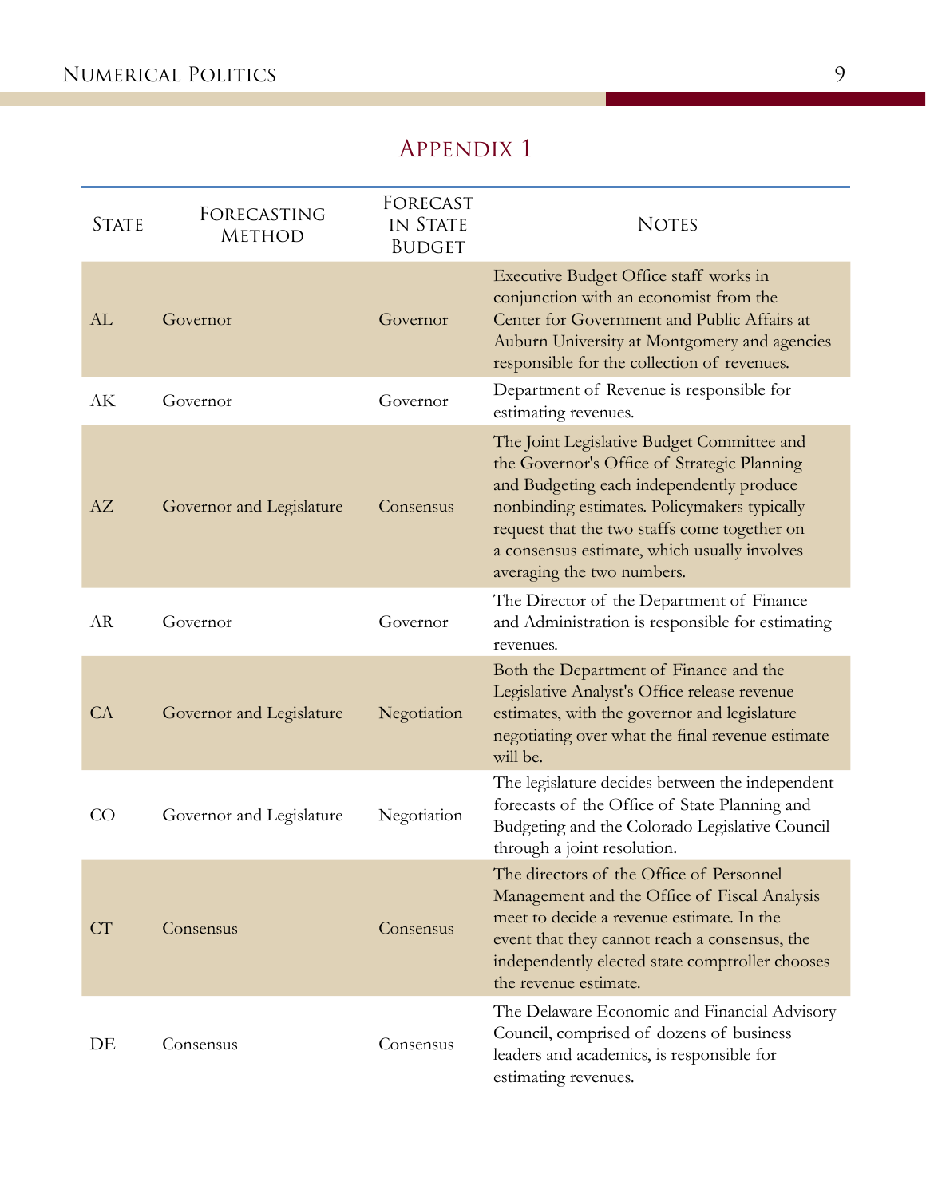## Appendix 1

| State | Forecasting Method | Forecast in State Budget | Notes |
|---|---|---|---|
| AL | Governor | Governor | Executive Budget Office staff works in conjunction with an economist from the Center for Government and Public Affairs at Auburn University at Montgomery and agencies responsible for the collection of revenues. |
| AK | Governor | Governor | Department of Revenue is responsible for estimating revenues. |
| AZ | Governor and Legislature | Consensus | The Joint Legislative Budget Committee and the Governor's Office of Strategic Planning and Budgeting each independently produce nonbinding estimates. Policymakers typically request that the two staffs come together on a consensus estimate, which usually involves averaging the two numbers. |
| AR | Governor | Governor | The Director of the Department of Finance and Administration is responsible for estimating revenues. |
| CA | Governor and Legislature | Negotiation | Both the Department of Finance and the Legislative Analyst's Office release revenue estimates, with the governor and legislature negotiating over what the final revenue estimate will be. |
| CO | Governor and Legislature | Negotiation | The legislature decides between the independent forecasts of the Office of State Planning and Budgeting and the Colorado Legislative Council through a joint resolution. |
| CT | Consensus | Consensus | The directors of the Office of Personnel Management and the Office of Fiscal Analysis meet to decide a revenue estimate. In the event that they cannot reach a consensus, the independently elected state comptroller chooses the revenue estimate. |
| DE | Consensus | Consensus | The Delaware Economic and Financial Advisory Council, comprised of dozens of business leaders and academics, is responsible for estimating revenues. |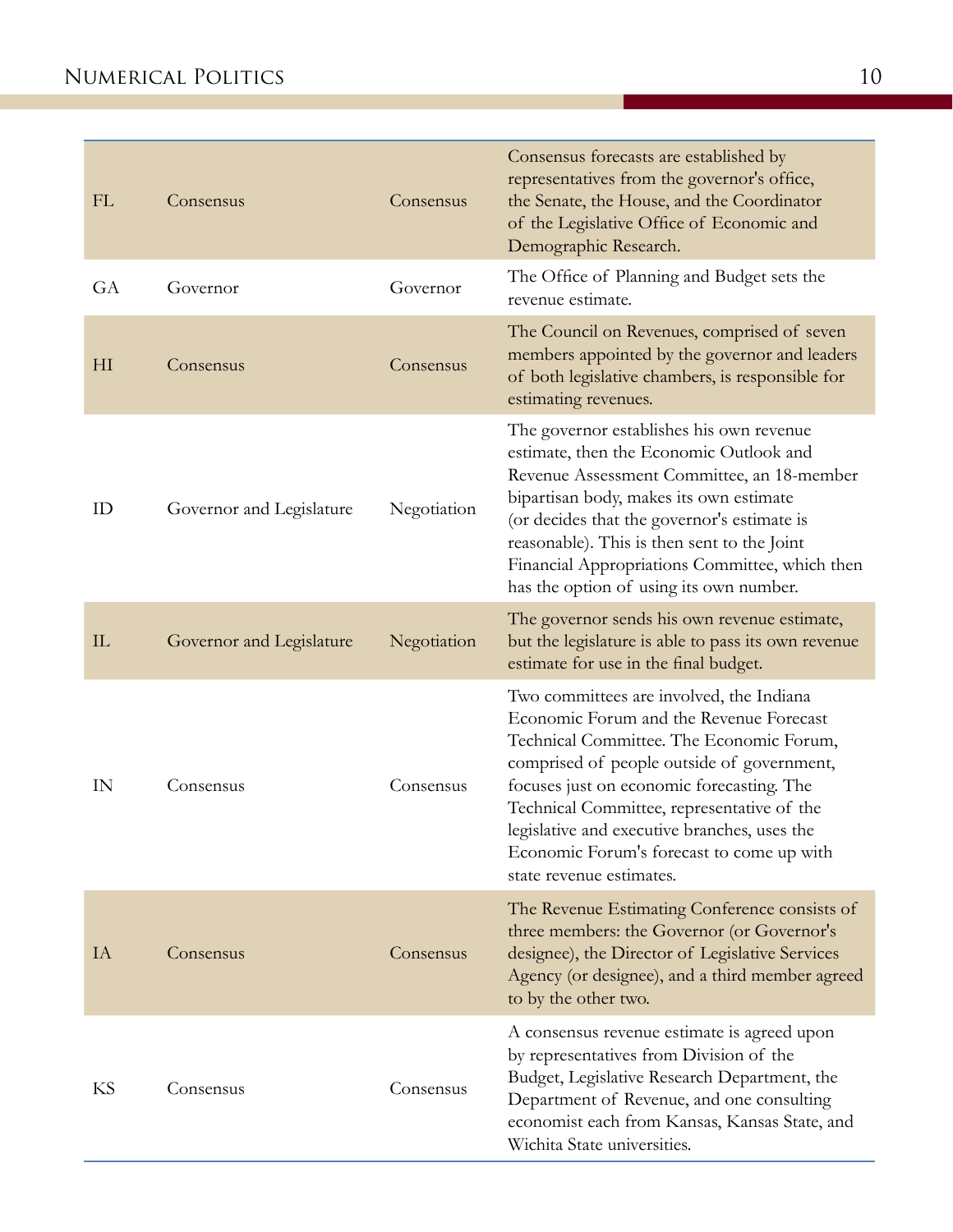| | | | |
|---|---|---|---|
| FL | Consensus | Consensus | Consensus forecasts are established by representatives from the governor's office, the Senate, the House, and the Coordinator of the Legislative Office of Economic and Demographic Research. |
| GA | Governor | Governor | The Office of Planning and Budget sets the revenue estimate. |
| HI | Consensus | Consensus | The Council on Revenues, comprised of seven members appointed by the governor and leaders of both legislative chambers, is responsible for estimating revenues. |
| ID | Governor and Legislature | Negotiation | The governor establishes his own revenue estimate, then the Economic Outlook and Revenue Assessment Committee, an 18-member bipartisan body, makes its own estimate (or decides that the governor's estimate is reasonable). This is then sent to the Joint Financial Appropriations Committee, which then has the option of using its own number. |
| IL | Governor and Legislature | Negotiation | The governor sends his own revenue estimate, but the legislature is able to pass its own revenue estimate for use in the final budget. |
| IN | Consensus | Consensus | Two committees are involved, the Indiana Economic Forum and the Revenue Forecast Technical Committee. The Economic Forum, comprised of people outside of government, focuses just on economic forecasting. The Technical Committee, representative of the legislative and executive branches, uses the Economic Forum's forecast to come up with state revenue estimates. |
| IA | Consensus | Consensus | The Revenue Estimating Conference consists of three members: the Governor (or Governor's designee), the Director of Legislative Services Agency (or designee), and a third member agreed to by the other two. |
| KS | Consensus | Consensus | A consensus revenue estimate is agreed upon by representatives from Division of the Budget, Legislative Research Department, the Department of Revenue, and one consulting economist each from Kansas, Kansas State, and Wichita State universities. |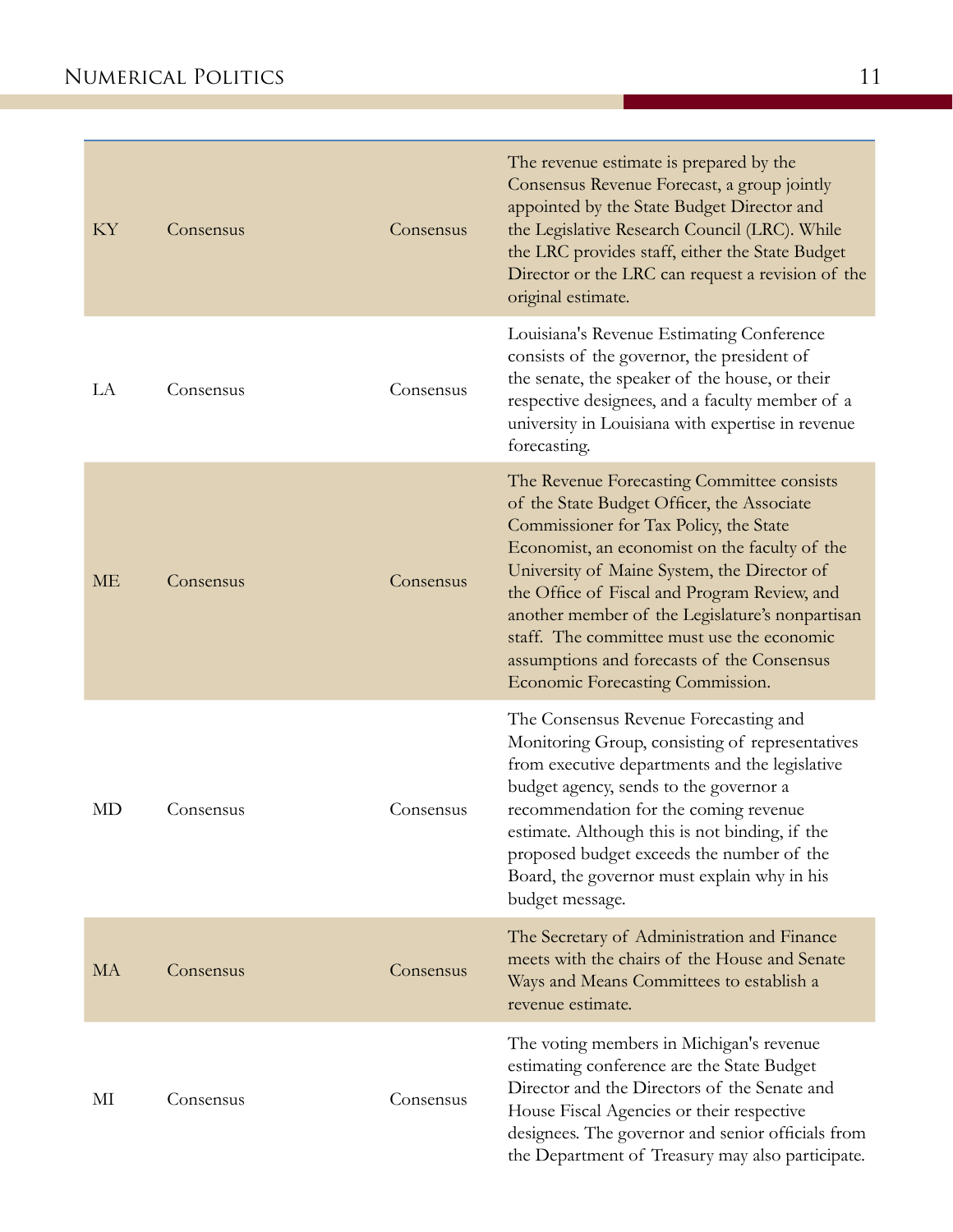| | | | |
|---|---|---|---|
| KY | Consensus | Consensus | The revenue estimate is prepared by the Consensus Revenue Forecast, a group jointly appointed by the State Budget Director and the Legislative Research Council (LRC). While the LRC provides staff, either the State Budget Director or the LRC can request a revision of the original estimate. |
| LA | Consensus | Consensus | Louisiana's Revenue Estimating Conference consists of the governor, the president of the senate, the speaker of the house, or their respective designees, and a faculty member of a university in Louisiana with expertise in revenue forecasting. |
| ME | Consensus | Consensus | The Revenue Forecasting Committee consists of the State Budget Officer, the Associate Commissioner for Tax Policy, the State Economist, an economist on the faculty of the University of Maine System, the Director of the Office of Fiscal and Program Review, and another member of the Legislature's nonpartisan staff. The committee must use the economic assumptions and forecasts of the Consensus Economic Forecasting Commission. |
| MD | Consensus | Consensus | The Consensus Revenue Forecasting and Monitoring Group, consisting of representatives from executive departments and the legislative budget agency, sends to the governor a recommendation for the coming revenue estimate. Although this is not binding, if the proposed budget exceeds the number of the Board, the governor must explain why in his budget message. |
| MA | Consensus | Consensus | The Secretary of Administration and Finance meets with the chairs of the House and Senate Ways and Means Committees to establish a revenue estimate. |
| MI | Consensus | Consensus | The voting members in Michigan's revenue estimating conference are the State Budget Director and the Directors of the Senate and House Fiscal Agencies or their respective designees. The governor and senior officials from the Department of Treasury may also participate. |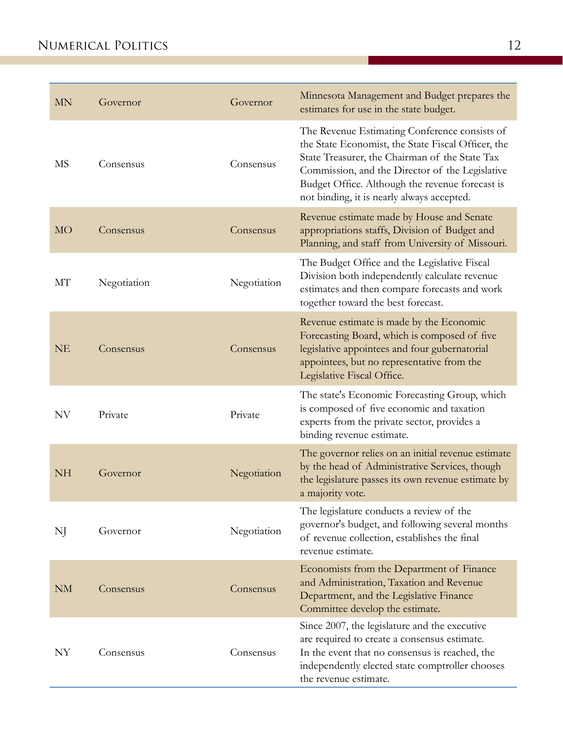| | | | |
|---|---|---|---|
| MN | Governor | Governor | Minnesota Management and Budget prepares the estimates for use in the state budget. |
| MS | Consensus | Consensus | The Revenue Estimating Conference consists of the State Economist, the State Fiscal Officer, the State Treasurer, the Chairman of the State Tax Commission, and the Director of the Legislative Budget Office. Although the revenue forecast is not binding, it is nearly always accepted. |
| MO | Consensus | Consensus | Revenue estimate made by House and Senate appropriations staffs, Division of Budget and Planning, and staff from University of Missouri. |
| MT | Negotiation | Negotiation | The Budget Office and the Legislative Fiscal Division both independently calculate revenue estimates and then compare forecasts and work together toward the best forecast. |
| NE | Consensus | Consensus | Revenue estimate is made by the Economic Forecasting Board, which is composed of five legislative appointees and four gubernatorial appointees, but no representative from the Legislative Fiscal Office. |
| NV | Private | Private | The state's Economic Forecasting Group, which is composed of five economic and taxation experts from the private sector, provides a binding revenue estimate. |
| NH | Governor | Negotiation | The governor relies on an initial revenue estimate by the head of Administrative Services, though the legislature passes its own revenue estimate by a majority vote. |
| NJ | Governor | Negotiation | The legislature conducts a review of the governor's budget, and following several months of revenue collection, establishes the final revenue estimate. |
| NM | Consensus | Consensus | Economists from the Department of Finance and Administration, Taxation and Revenue Department, and the Legislative Finance Committee develop the estimate. |
| NY | Consensus | Consensus | Since 2007, the legislature and the executive are required to create a consensus estimate. In the event that no consensus is reached, the independently elected state comptroller chooses the revenue estimate. |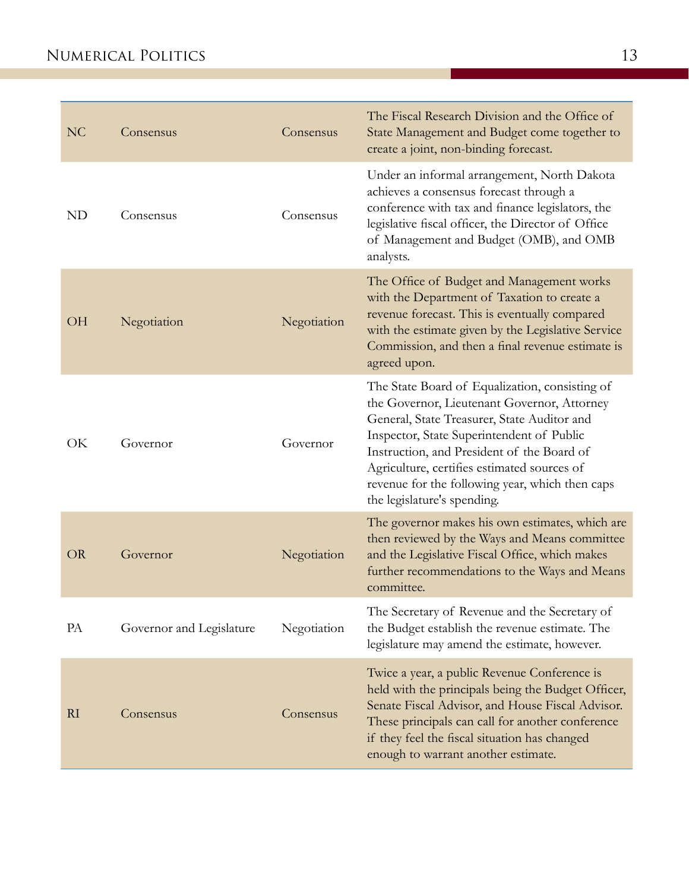| | | | |
|---|---|---|---|
| NC | Consensus | Consensus | The Fiscal Research Division and the Office of State Management and Budget come together to create a joint, non-binding forecast. |
| ND | Consensus | Consensus | Under an informal arrangement, North Dakota achieves a consensus forecast through a conference with tax and finance legislators, the legislative fiscal officer, the Director of Office of Management and Budget (OMB), and OMB analysts. |
| OH | Negotiation | Negotiation | The Office of Budget and Management works with the Department of Taxation to create a revenue forecast. This is eventually compared with the estimate given by the Legislative Service Commission, and then a final revenue estimate is agreed upon. |
| OK | Governor | Governor | The State Board of Equalization, consisting of the Governor, Lieutenant Governor, Attorney General, State Treasurer, State Auditor and Inspector, State Superintendent of Public Instruction, and President of the Board of Agriculture, certifies estimated sources of revenue for the following year, which then caps the legislature's spending. |
| OR | Governor | Negotiation | The governor makes his own estimates, which are then reviewed by the Ways and Means committee and the Legislative Fiscal Office, which makes further recommendations to the Ways and Means committee. |
| PA | Governor and Legislature | Negotiation | The Secretary of Revenue and the Secretary of the Budget establish the revenue estimate. The legislature may amend the estimate, however. |
| RI | Consensus | Consensus | Twice a year, a public Revenue Conference is held with the principals being the Budget Officer, Senate Fiscal Advisor, and House Fiscal Advisor. These principals can call for another conference if they feel the fiscal situation has changed enough to warrant another estimate. |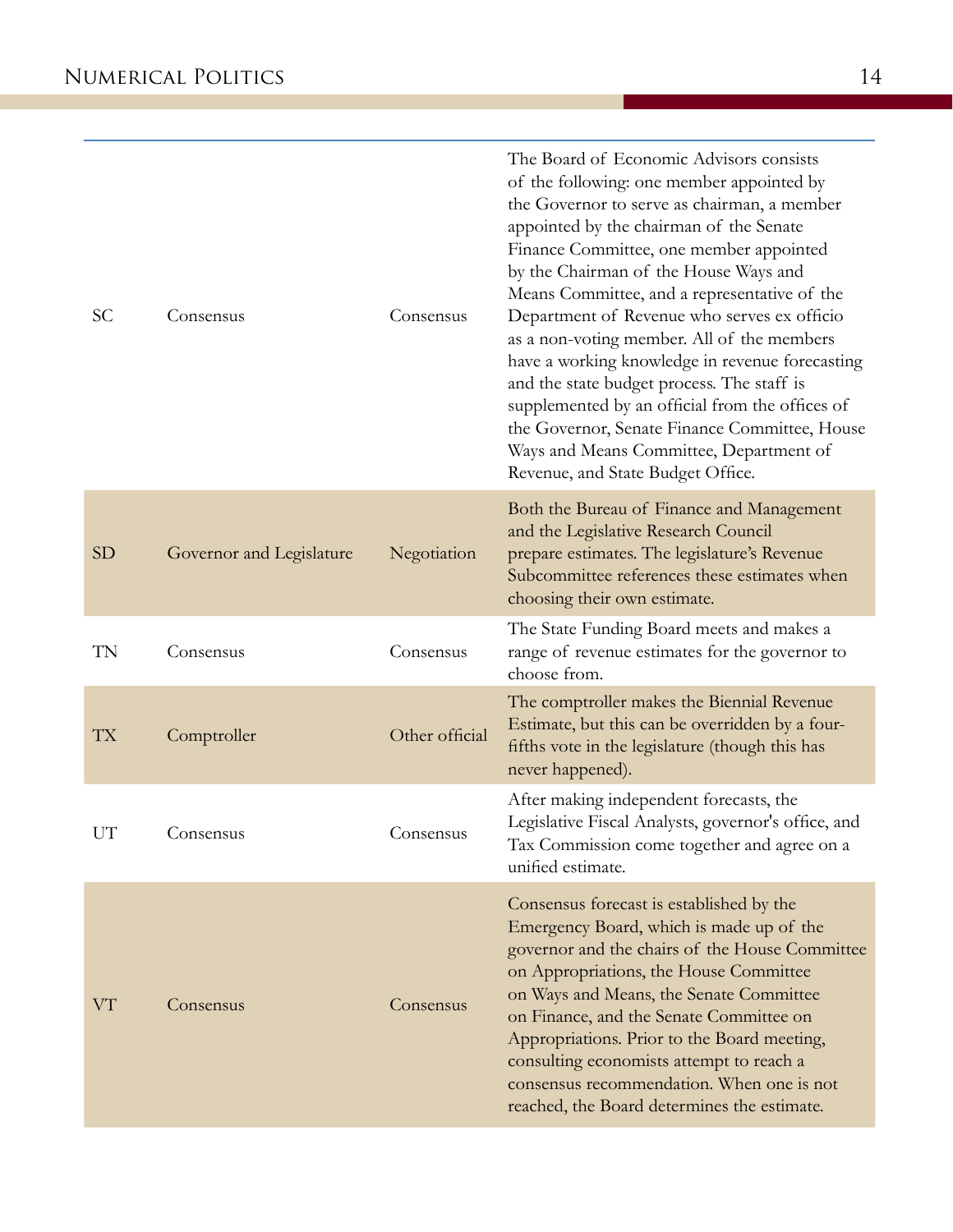| | | | |
|---|---|---|---|
| SC | Consensus | Consensus | The Board of Economic Advisors consists of the following: one member appointed by the Governor to serve as chairman, a member appointed by the chairman of the Senate Finance Committee, one member appointed by the Chairman of the House Ways and Means Committee, and a representative of the Department of Revenue who serves ex officio as a non-voting member. All of the members have a working knowledge in revenue forecasting and the state budget process. The staff is supplemented by an official from the offices of the Governor, Senate Finance Committee, House Ways and Means Committee, Department of Revenue, and State Budget Office. |
| SD | Governor and Legislature | Negotiation | Both the Bureau of Finance and Management and the Legislative Research Council prepare estimates. The legislature's Revenue Subcommittee references these estimates when choosing their own estimate. |
| TN | Consensus | Consensus | The State Funding Board meets and makes a range of revenue estimates for the governor to choose from. |
| TX | Comptroller | Other official | The comptroller makes the Biennial Revenue Estimate, but this can be overridden by a four-fifths vote in the legislature (though this has never happened). |
| UT | Consensus | Consensus | After making independent forecasts, the Legislative Fiscal Analysts, governor's office, and Tax Commission come together and agree on a unified estimate. |
| VT | Consensus | Consensus | Consensus forecast is established by the Emergency Board, which is made up of the governor and the chairs of the House Committee on Appropriations, the House Committee on Ways and Means, the Senate Committee on Finance, and the Senate Committee on Appropriations. Prior to the Board meeting, consulting economists attempt to reach a consensus recommendation. When one is not reached, the Board determines the estimate. |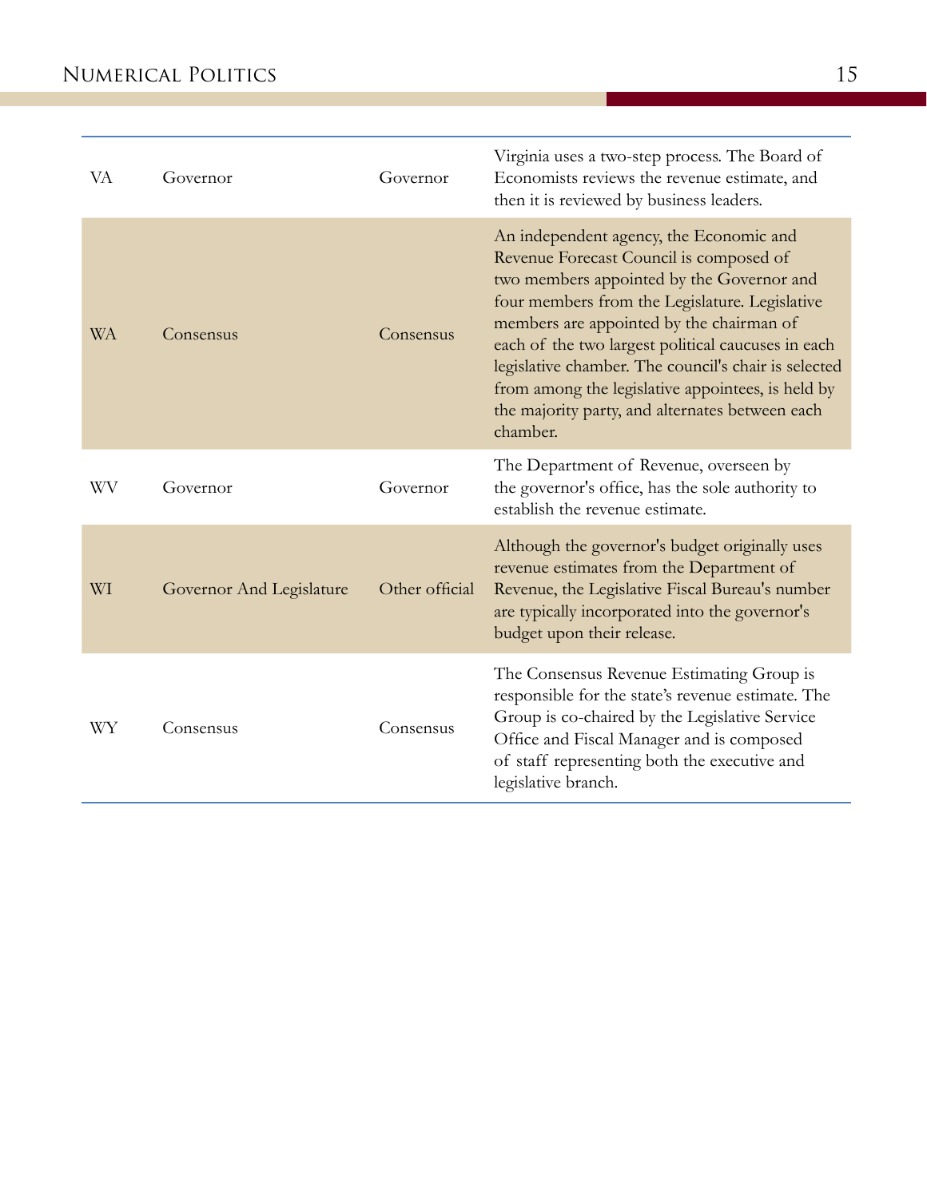| | | | |
|---|---|---|---|
| VA | Governor | Governor | Virginia uses a two-step process. The Board of Economists reviews the revenue estimate, and then it is reviewed by business leaders. |
| WA | Consensus | Consensus | An independent agency, the Economic and Revenue Forecast Council is composed of two members appointed by the Governor and four members from the Legislature. Legislative members are appointed by the chairman of each of the two largest political caucuses in each legislative chamber. The council's chair is selected from among the legislative appointees, is held by the majority party, and alternates between each chamber. |
| WV | Governor | Governor | The Department of Revenue, overseen by the governor's office, has the sole authority to establish the revenue estimate. |
| WI | Governor And Legislature | Other official | Although the governor's budget originally uses revenue estimates from the Department of Revenue, the Legislative Fiscal Bureau's number are typically incorporated into the governor's budget upon their release. |
| WY | Consensus | Consensus | The Consensus Revenue Estimating Group is responsible for the state's revenue estimate. The Group is co-chaired by the Legislative Service Office and Fiscal Manager and is composed of staff representing both the executive and legislative branch. |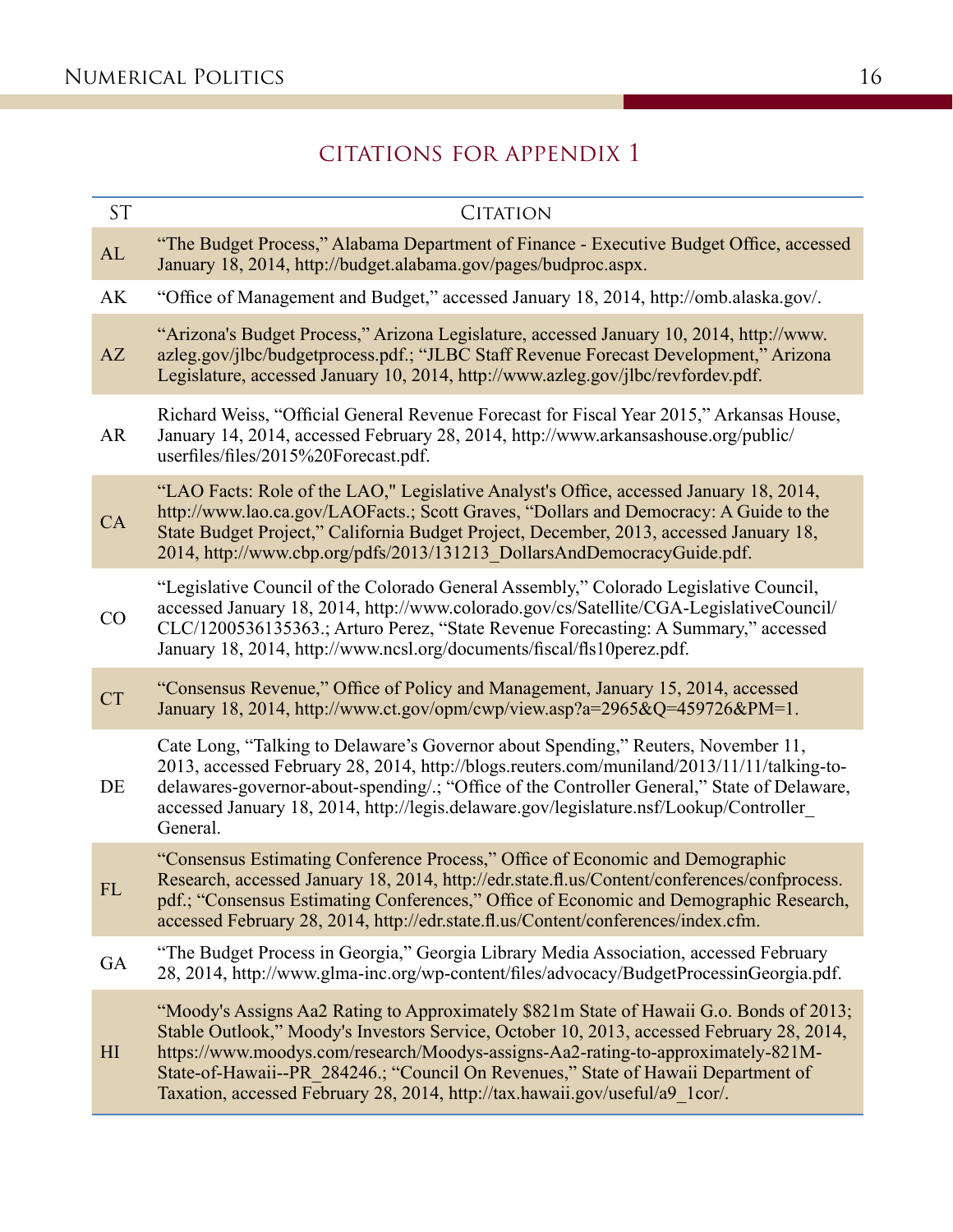## CITATIONS FOR APPENDIX 1

| ST | Citation |
|---|---|
| AL | "The Budget Process," Alabama Department of Finance - Executive Budget Office, accessed January 18, 2014, http://budget.alabama.gov/pages/budproc.aspx. |
| AK | "Office of Management and Budget," accessed January 18, 2014, http://omb.alaska.gov/. |
| AZ | "Arizona's Budget Process," Arizona Legislature, accessed January 10, 2014, http://www.azleg.gov/jlbc/budgetprocess.pdf.; "JLBC Staff Revenue Forecast Development," Arizona Legislature, accessed January 10, 2014, http://www.azleg.gov/jlbc/revfordev.pdf. |
| AR | Richard Weiss, "Official General Revenue Forecast for Fiscal Year 2015," Arkansas House, January 14, 2014, accessed February 28, 2014, http://www.arkansashouse.org/public/userfiles/files/2015%20Forecast.pdf. |
| CA | "LAO Facts: Role of the LAO," Legislative Analyst's Office, accessed January 18, 2014, http://www.lao.ca.gov/LAOFacts.; Scott Graves, "Dollars and Democracy: A Guide to the State Budget Project," California Budget Project, December, 2013, accessed January 18, 2014, http://www.cbp.org/pdfs/2013/131213_DollarsAndDemocracyGuide.pdf. |
| CO | "Legislative Council of the Colorado General Assembly," Colorado Legislative Council, accessed January 18, 2014, http://www.colorado.gov/cs/Satellite/CGA-LegislativeCouncil/CLC/1200536135363.; Arturo Perez, "State Revenue Forecasting: A Summary," accessed January 18, 2014, http://www.ncsl.org/documents/fiscal/fls10perez.pdf. |
| CT | "Consensus Revenue," Office of Policy and Management, January 15, 2014, accessed January 18, 2014, http://www.ct.gov/opm/cwp/view.asp?a=2965&Q=459726&PM=1. |
| DE | Cate Long, "Talking to Delaware's Governor about Spending," Reuters, November 11, 2013, accessed February 28, 2014, http://blogs.reuters.com/muniland/2013/11/11/talking-to-delawares-governor-about-spending/.; "Office of the Controller General," State of Delaware, accessed January 18, 2014, http://legis.delaware.gov/legislature.nsf/Lookup/Controller_General. |
| FL | "Consensus Estimating Conference Process," Office of Economic and Demographic Research, accessed January 18, 2014, http://edr.state.fl.us/Content/conferences/confprocess.pdf.; "Consensus Estimating Conferences," Office of Economic and Demographic Research, accessed February 28, 2014, http://edr.state.fl.us/Content/conferences/index.cfm. |
| GA | "The Budget Process in Georgia," Georgia Library Media Association, accessed February 28, 2014, http://www.glma-inc.org/wp-content/files/advocacy/BudgetProcessinGeorgia.pdf. |
| HI | "Moody's Assigns Aa2 Rating to Approximately $821m State of Hawaii G.o. Bonds of 2013; Stable Outlook," Moody's Investors Service, October 10, 2013, accessed February 28, 2014, https://www.moodys.com/research/Moodys-assigns-Aa2-rating-to-approximately-821M-State-of-Hawaii--PR_284246.; "Council On Revenues," State of Hawaii Department of Taxation, accessed February 28, 2014, http://tax.hawaii.gov/useful/a9_1cor/. |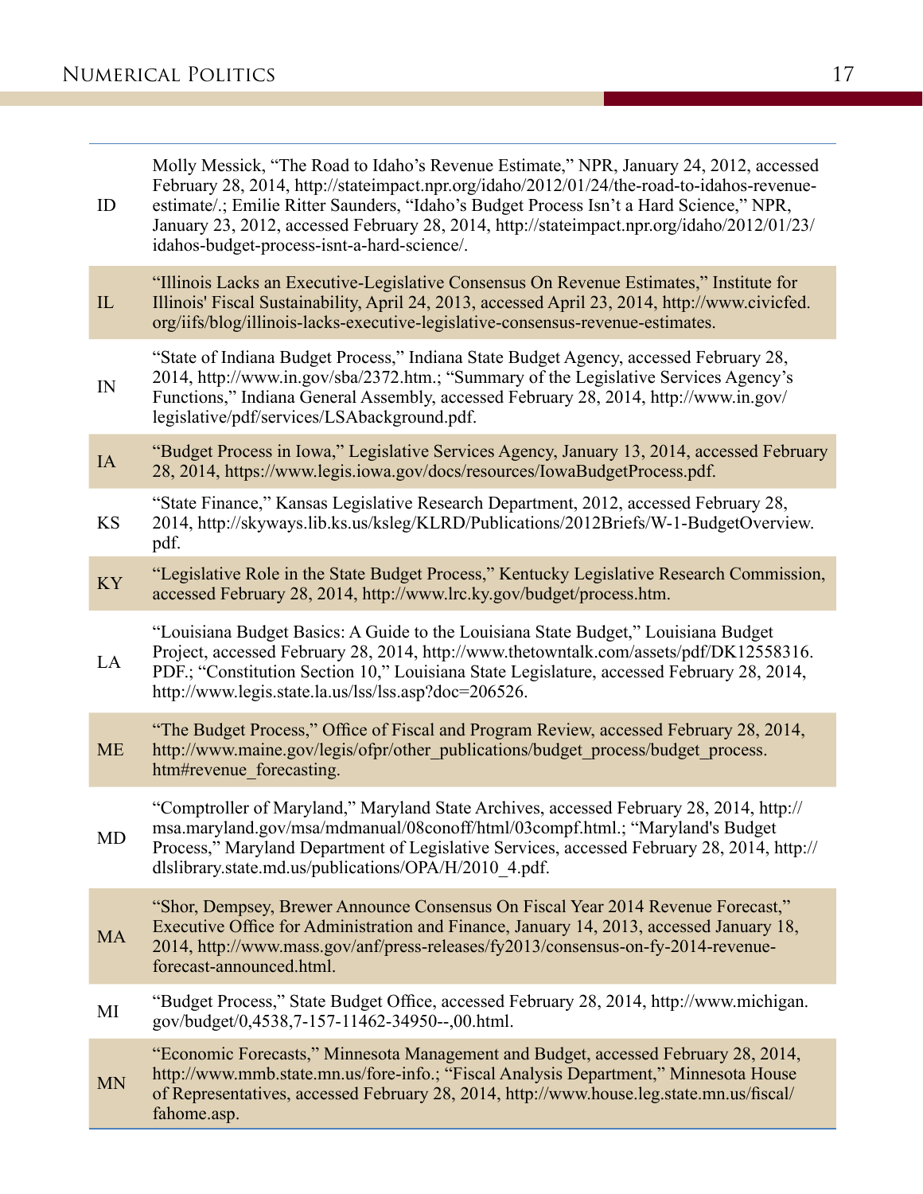| | |
|---|---|
| ID | Molly Messick, "The Road to Idaho's Revenue Estimate," NPR, January 24, 2012, accessed February 28, 2014, http://stateimpact.npr.org/idaho/2012/01/24/the-road-to-idahos-revenue-estimate/.; Emilie Ritter Saunders, "Idaho's Budget Process Isn't a Hard Science," NPR, January 23, 2012, accessed February 28, 2014, http://stateimpact.npr.org/idaho/2012/01/23/idahos-budget-process-isnt-a-hard-science/. |
| IL | "Illinois Lacks an Executive-Legislative Consensus On Revenue Estimates," Institute for Illinois' Fiscal Sustainability, April 24, 2013, accessed April 23, 2014, http://www.civicfed.org/iifs/blog/illinois-lacks-executive-legislative-consensus-revenue-estimates. |
| IN | "State of Indiana Budget Process," Indiana State Budget Agency, accessed February 28, 2014, http://www.in.gov/sba/2372.htm.; "Summary of the Legislative Services Agency's Functions," Indiana General Assembly, accessed February 28, 2014, http://www.in.gov/legislative/pdf/services/LSAbackground.pdf. |
| IA | "Budget Process in Iowa," Legislative Services Agency, January 13, 2014, accessed February 28, 2014, https://www.legis.iowa.gov/docs/resources/IowaBudgetProcess.pdf. |
| KS | "State Finance," Kansas Legislative Research Department, 2012, accessed February 28, 2014, http://skyways.lib.ks.us/ksleg/KLRD/Publications/2012Briefs/W-1-BudgetOverview.pdf. |
| KY | "Legislative Role in the State Budget Process," Kentucky Legislative Research Commission, accessed February 28, 2014, http://www.lrc.ky.gov/budget/process.htm. |
| LA | "Louisiana Budget Basics: A Guide to the Louisiana State Budget," Louisiana Budget Project, accessed February 28, 2014, http://www.thetowntalk.com/assets/pdf/DK12558316.PDF.; "Constitution Section 10," Louisiana State Legislature, accessed February 28, 2014, http://www.legis.state.la.us/lss/lss.asp?doc=206526. |
| ME | "The Budget Process," Office of Fiscal and Program Review, accessed February 28, 2014, http://www.maine.gov/legis/ofpr/other_publications/budget_process/budget_process.htm#revenue_forecasting. |
| MD | "Comptroller of Maryland," Maryland State Archives, accessed February 28, 2014, http://msa.maryland.gov/msa/mdmanual/08conoff/html/03compf.html.; "Maryland's Budget Process," Maryland Department of Legislative Services, accessed February 28, 2014, http://dlslibrary.state.md.us/publications/OPA/H/2010_4.pdf. |
| MA | "Shor, Dempsey, Brewer Announce Consensus On Fiscal Year 2014 Revenue Forecast," Executive Office for Administration and Finance, January 14, 2013, accessed January 18, 2014, http://www.mass.gov/anf/press-releases/fy2013/consensus-on-fy-2014-revenue-forecast-announced.html. |
| MI | "Budget Process," State Budget Office, accessed February 28, 2014, http://www.michigan.gov/budget/0,4538,7-157-11462-34950--,00.html. |
| MN | "Economic Forecasts," Minnesota Management and Budget, accessed February 28, 2014, http://www.mmb.state.mn.us/fore-info.; "Fiscal Analysis Department," Minnesota House of Representatives, accessed February 28, 2014, http://www.house.leg.state.mn.us/fiscal/fahome.asp. |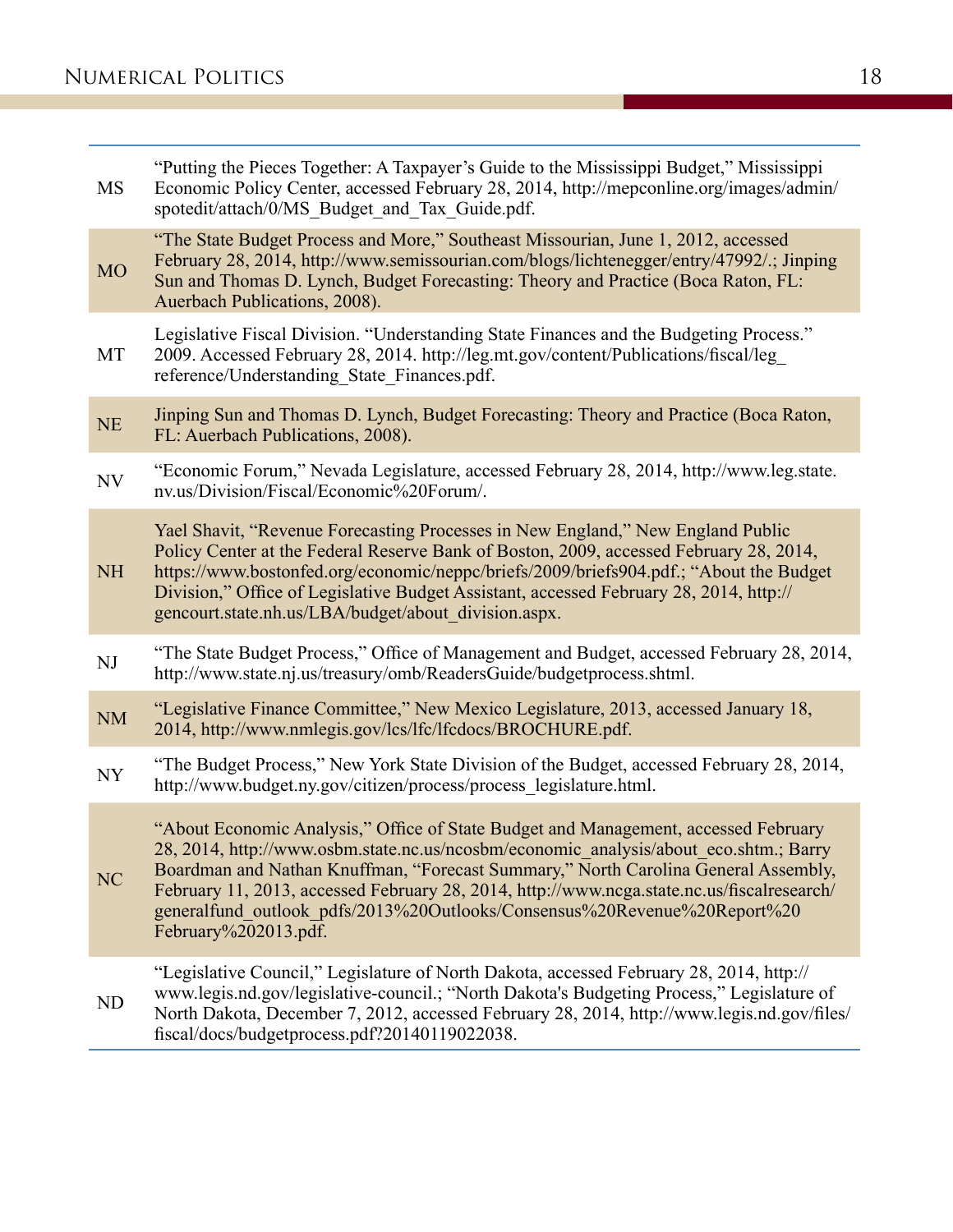| | |
|---|---|
| MS | “Putting the Pieces Together: A Taxpayer’s Guide to the Mississippi Budget,” Mississippi Economic Policy Center, accessed February 28, 2014, http://mepconline.org/images/admin/spotedit/attach/0/MS_Budget_and_Tax_Guide.pdf. |
| MO | “The State Budget Process and More,” Southeast Missourian, June 1, 2012, accessed February 28, 2014, http://www.semissourian.com/blogs/lichtenegger/entry/47992/.; Jinping Sun and Thomas D. Lynch, Budget Forecasting: Theory and Practice (Boca Raton, FL: Auerbach Publications, 2008). |
| MT | Legislative Fiscal Division. “Understanding State Finances and the Budgeting Process.” 2009. Accessed February 28, 2014. http://leg.mt.gov/content/Publications/fiscal/leg_reference/Understanding_State_Finances.pdf. |
| NE | Jinping Sun and Thomas D. Lynch, Budget Forecasting: Theory and Practice (Boca Raton, FL: Auerbach Publications, 2008). |
| NV | “Economic Forum,” Nevada Legislature, accessed February 28, 2014, http://www.leg.state.nv.us/Division/Fiscal/Economic%20Forum/. |
| NH | Yael Shavit, “Revenue Forecasting Processes in New England,” New England Public Policy Center at the Federal Reserve Bank of Boston, 2009, accessed February 28, 2014, https://www.bostonfed.org/economic/neppc/briefs/2009/briefs904.pdf.; “About the Budget Division,” Office of Legislative Budget Assistant, accessed February 28, 2014, http://gencourt.state.nh.us/LBA/budget/about_division.aspx. |
| NJ | “The State Budget Process,” Office of Management and Budget, accessed February 28, 2014, http://www.state.nj.us/treasury/omb/ReadersGuide/budgetprocess.shtml. |
| NM | “Legislative Finance Committee,” New Mexico Legislature, 2013, accessed January 18, 2014, http://www.nmlegis.gov/lcs/lfc/lfcdocs/BROCHURE.pdf. |
| NY | “The Budget Process,” New York State Division of the Budget, accessed February 28, 2014, http://www.budget.ny.gov/citizen/process/process_legislature.html. |
| NC | “About Economic Analysis,” Office of State Budget and Management, accessed February 28, 2014, http://www.osbm.state.nc.us/ncosbm/economic_analysis/about_eco.shtm.; Barry Boardman and Nathan Knuffman, “Forecast Summary,” North Carolina General Assembly, February 11, 2013, accessed February 28, 2014, http://www.ncga.state.nc.us/fiscalresearch/generalfund_outlook_pdfs/2013%20Outlooks/Consensus%20Revenue%20Report%20February%202013.pdf. |
| ND | “Legislative Council,” Legislature of North Dakota, accessed February 28, 2014, http://www.legis.nd.gov/legislative-council.; “North Dakota's Budgeting Process,” Legislature of North Dakota, December 7, 2012, accessed February 28, 2014, http://www.legis.nd.gov/files/fiscal/docs/budgetprocess.pdf?20140119022038. |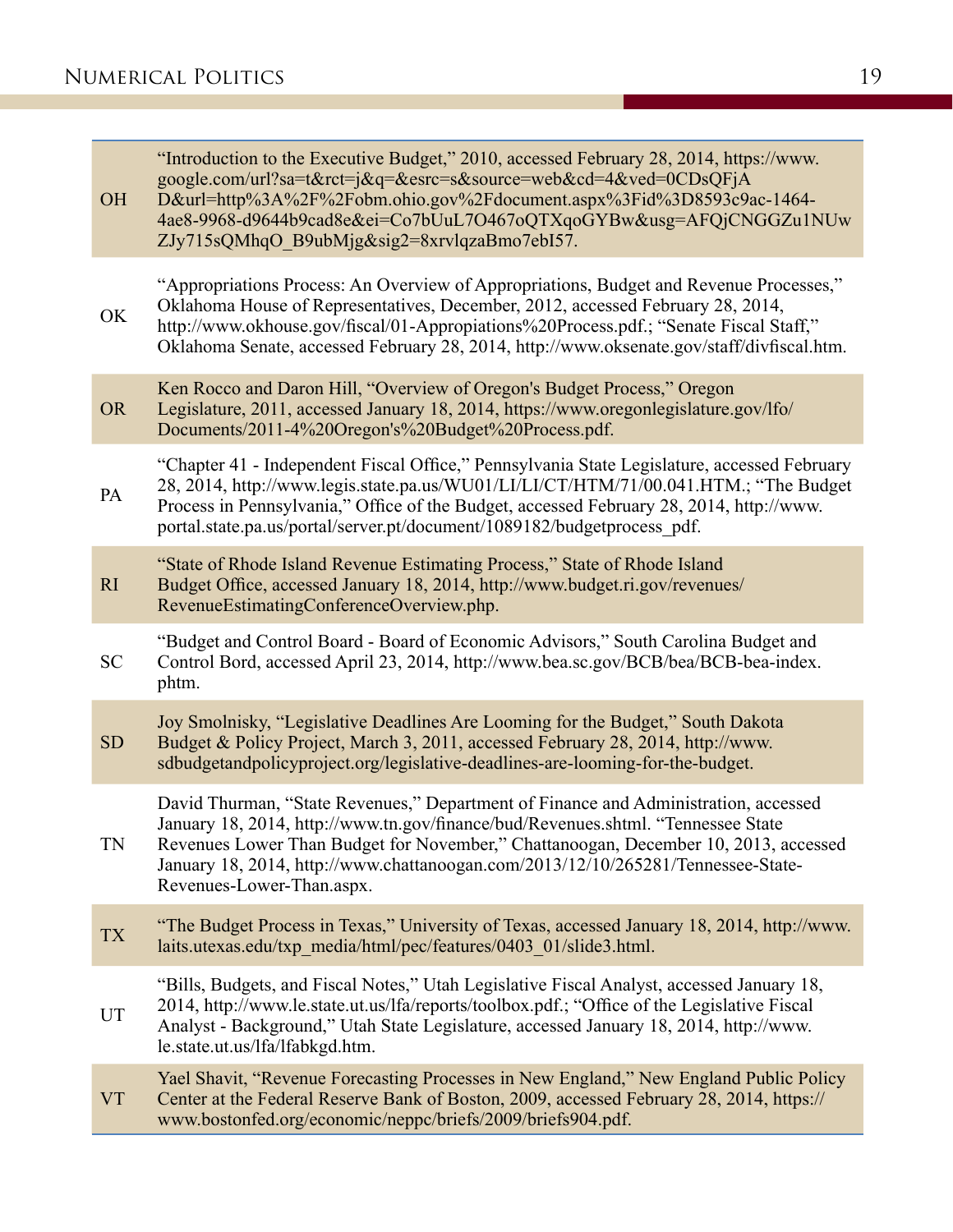| | |
|---|---|
| OH | "Introduction to the Executive Budget," 2010, accessed February 28, 2014, https://www.google.com/url?sa=t&rct=j&q=&esrc=s&source=web&cd=4&ved=0CDsQFjAD&url=http%3A%2F%2Fobm.ohio.gov%2Fdocument.aspx%3Fid%3D8593c9ac-1464-4ae8-9968-d9644b9cad8e&ei=Co7bUuL7O467oQTXqoGYBw&usg=AFQjCNGGZu1NUwZJy715sQMhqO_B9ubMjg&sig2=8xrvlqzaBmo7ebI57. |
| OK | "Appropriations Process: An Overview of Appropriations, Budget and Revenue Processes," Oklahoma House of Representatives, December, 2012, accessed February 28, 2014, http://www.okhouse.gov/fiscal/01-Appropiations%20Process.pdf.; "Senate Fiscal Staff," Oklahoma Senate, accessed February 28, 2014, http://www.oksenate.gov/staff/divfiscal.htm. |
| OR | Ken Rocco and Daron Hill, "Overview of Oregon's Budget Process," Oregon Legislature, 2011, accessed January 18, 2014, https://www.oregonlegislature.gov/lfo/Documents/2011-4%20Oregon's%20Budget%20Process.pdf. |
| PA | "Chapter 41 - Independent Fiscal Office," Pennsylvania State Legislature, accessed February 28, 2014, http://www.legis.state.pa.us/WU01/LI/LI/CT/HTM/71/00.041.HTM.; "The Budget Process in Pennsylvania," Office of the Budget, accessed February 28, 2014, http://www.portal.state.pa.us/portal/server.pt/document/1089182/budgetprocess_pdf. |
| RI | "State of Rhode Island Revenue Estimating Process," State of Rhode Island Budget Office, accessed January 18, 2014, http://www.budget.ri.gov/revenues/RevenueEstimatingConferenceOverview.php. |
| SC | "Budget and Control Board - Board of Economic Advisors," South Carolina Budget and Control Bord, accessed April 23, 2014, http://www.bea.sc.gov/BCB/bea/BCB-bea-index.phtm. |
| SD | Joy Smolnisky, "Legislative Deadlines Are Looming for the Budget," South Dakota Budget & Policy Project, March 3, 2011, accessed February 28, 2014, http://www.sdbudgetandpolicyproject.org/legislative-deadlines-are-looming-for-the-budget. |
| TN | David Thurman, "State Revenues," Department of Finance and Administration, accessed January 18, 2014, http://www.tn.gov/finance/bud/Revenues.shtml. "Tennessee State Revenues Lower Than Budget for November," Chattanoogan, December 10, 2013, accessed January 18, 2014, http://www.chattanoogan.com/2013/12/10/265281/Tennessee-State-Revenues-Lower-Than.aspx. |
| TX | "The Budget Process in Texas," University of Texas, accessed January 18, 2014, http://www.laits.utexas.edu/txp_media/html/pec/features/0403_01/slide3.html. |
| UT | "Bills, Budgets, and Fiscal Notes," Utah Legislative Fiscal Analyst, accessed January 18, 2014, http://www.le.state.ut.us/lfa/reports/toolbox.pdf.; "Office of the Legislative Fiscal Analyst - Background," Utah State Legislature, accessed January 18, 2014, http://www.le.state.ut.us/lfa/lfabkgd.htm. |
| VT | Yael Shavit, "Revenue Forecasting Processes in New England," New England Public Policy Center at the Federal Reserve Bank of Boston, 2009, accessed February 28, 2014, https://www.bostonfed.org/economic/neppc/briefs/2009/briefs904.pdf. |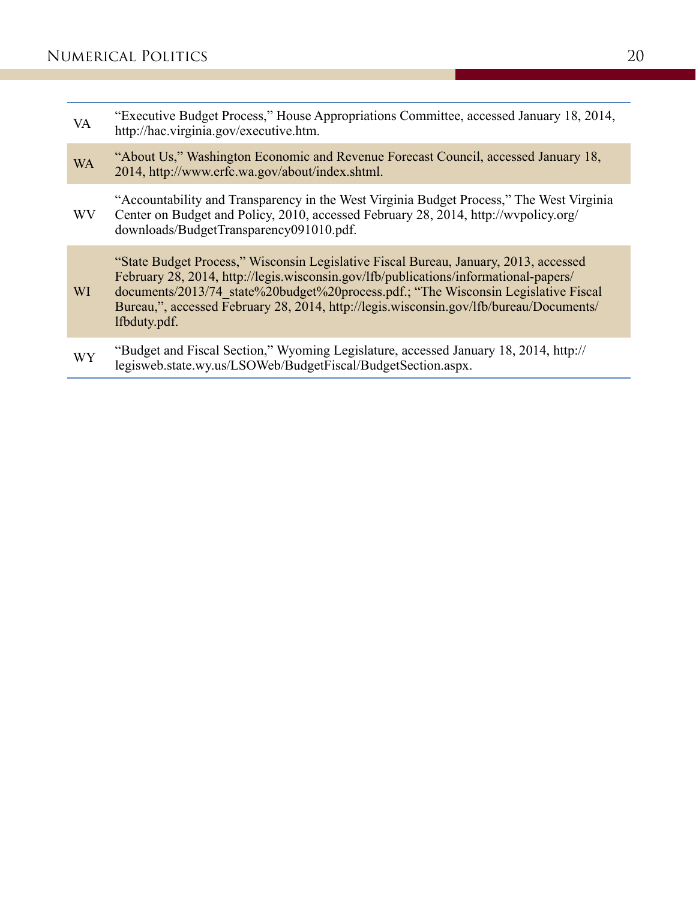| | |
|---|---|
| VA | "Executive Budget Process," House Appropriations Committee, accessed January 18, 2014, http://hac.virginia.gov/executive.htm. |
| WA | "About Us," Washington Economic and Revenue Forecast Council, accessed January 18, 2014, http://www.erfc.wa.gov/about/index.shtml. |
| WV | "Accountability and Transparency in the West Virginia Budget Process," The West Virginia Center on Budget and Policy, 2010, accessed February 28, 2014, http://wvpolicy.org/downloads/BudgetTransparency091010.pdf. |
| WI | "State Budget Process," Wisconsin Legislative Fiscal Bureau, January, 2013, accessed February 28, 2014, http://legis.wisconsin.gov/lfb/publications/informational-papers/documents/2013/74_state%20budget%20process.pdf.; "The Wisconsin Legislative Fiscal Bureau,", accessed February 28, 2014, http://legis.wisconsin.gov/lfb/bureau/Documents/lfbduty.pdf. |
| WY | "Budget and Fiscal Section," Wyoming Legislature, accessed January 18, 2014, http://legisweb.state.wy.us/LSOWeb/BudgetFiscal/BudgetSection.aspx. |